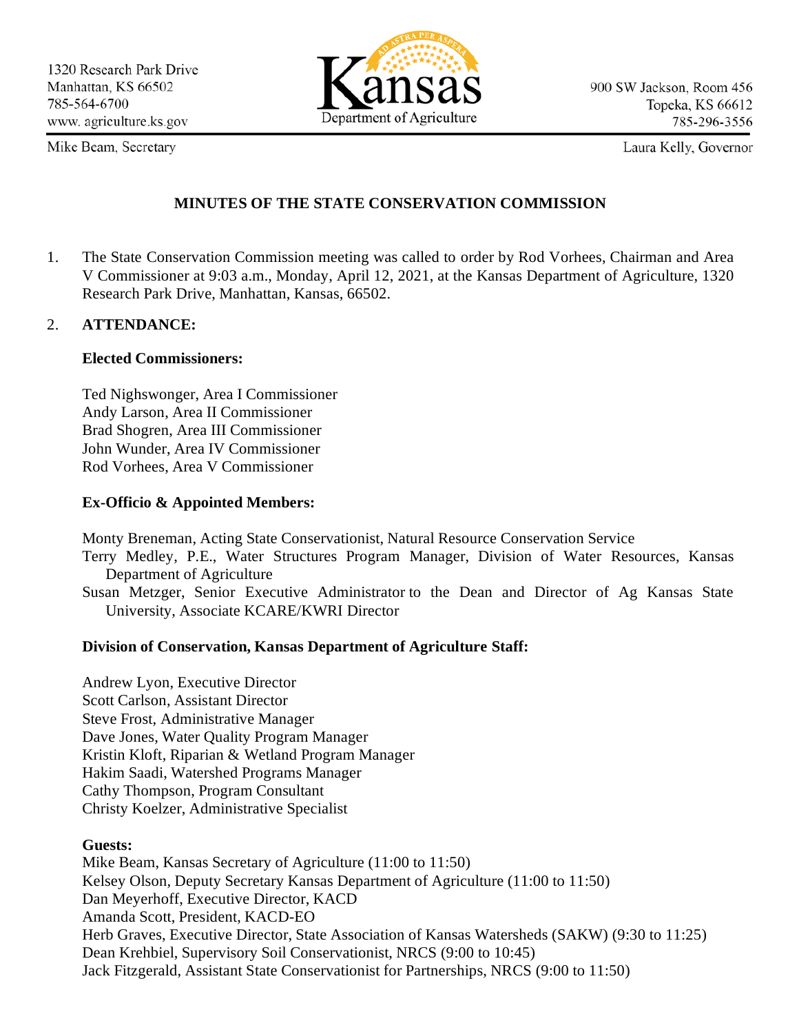1320 Research Park Drive
Manhattan, KS 66502
785-564-6700
www. agriculture.ks.gov

Mike Beam, Secretary

Kansas Department of Agriculture

900 SW Jackson, Room 456
Topeka, KS 66612
785-296-3556

Laura Kelly, Governor

## MINUTES OF THE STATE CONSERVATION COMMISSION

1. The State Conservation Commission meeting was called to order by Rod Vorhees, Chairman and Area V Commissioner at 9:03 a.m., Monday, April 12, 2021, at the Kansas Department of Agriculture, 1320 Research Park Drive, Manhattan, Kansas, 66502.

2. **ATTENDANCE:**

   **Elected Commissioners:**

   Ted Nighswonger, Area I Commissioner
   Andy Larson, Area II Commissioner
   Brad Shogren, Area III Commissioner
   John Wunder, Area IV Commissioner
   Rod Vorhees, Area V Commissioner

   **Ex-Officio & Appointed Members:**

   Monty Breneman, Acting State Conservationist, Natural Resource Conservation Service
   Terry Medley, P.E., Water Structures Program Manager, Division of Water Resources, Kansas Department of Agriculture
   Susan Metzger, Senior Executive Administrator to the Dean and Director of Ag Kansas State University, Associate KCARE/KWRI Director

   **Division of Conservation, Kansas Department of Agriculture Staff:**

   Andrew Lyon, Executive Director
   Scott Carlson, Assistant Director
   Steve Frost, Administrative Manager
   Dave Jones, Water Quality Program Manager
   Kristin Kloft, Riparian & Wetland Program Manager
   Hakim Saadi, Watershed Programs Manager
   Cathy Thompson, Program Consultant
   Christy Koelzer, Administrative Specialist

   **Guests:**

   Mike Beam, Kansas Secretary of Agriculture (11:00 to 11:50)
   Kelsey Olson, Deputy Secretary Kansas Department of Agriculture (11:00 to 11:50)
   Dan Meyerhoff, Executive Director, KACD
   Amanda Scott, President, KACD-EO
   Herb Graves, Executive Director, State Association of Kansas Watersheds (SAKW) (9:30 to 11:25)
   Dean Krehbiel, Supervisory Soil Conservationist, NRCS (9:00 to 10:45)
   Jack Fitzgerald, Assistant State Conservationist for Partnerships, NRCS (9:00 to 11:50)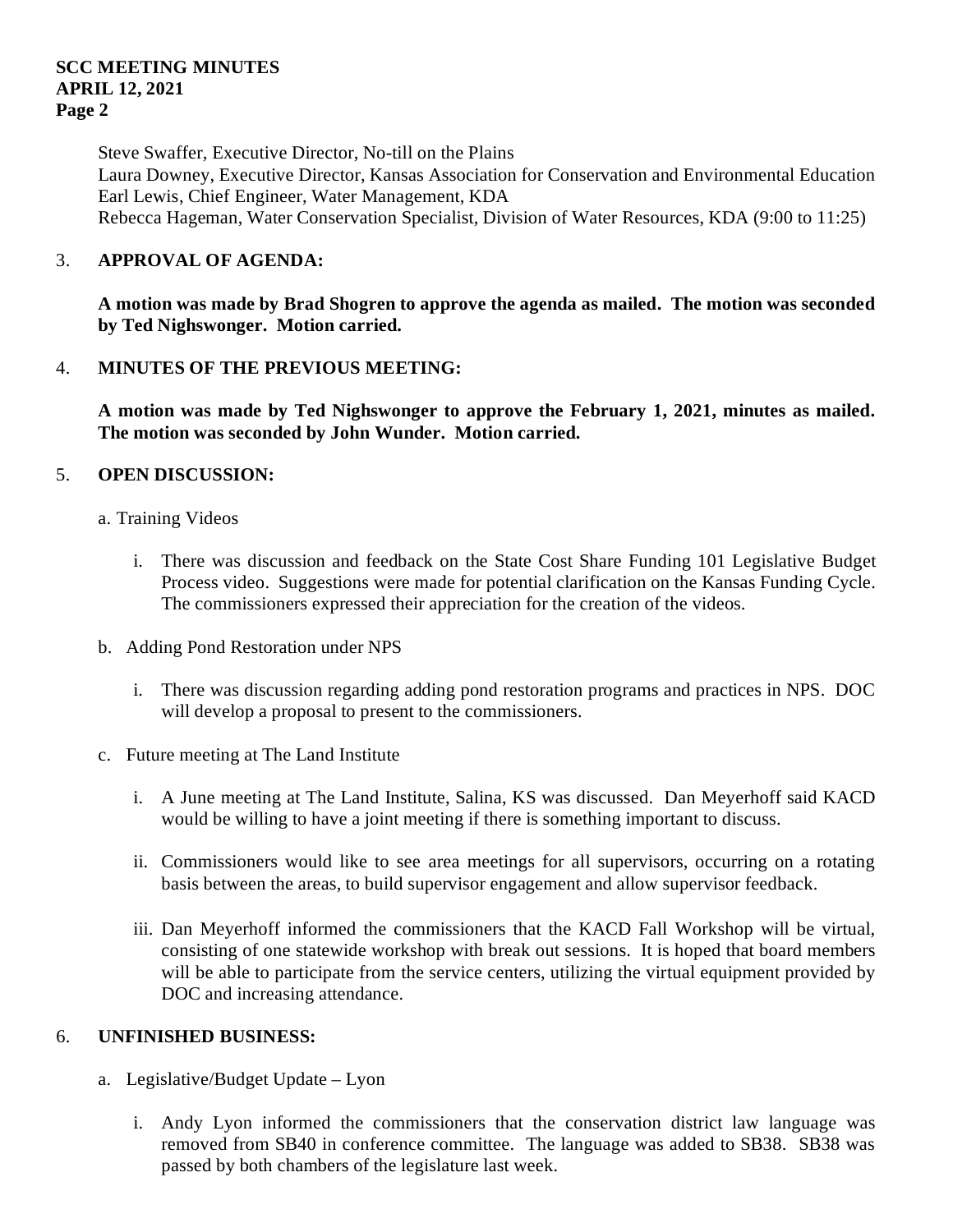Steve Swaffer, Executive Director, No-till on the Plains
Laura Downey, Executive Director, Kansas Association for Conservation and Environmental Education
Earl Lewis, Chief Engineer, Water Management, KDA
Rebecca Hageman, Water Conservation Specialist, Division of Water Resources, KDA (9:00 to 11:25)

3. **APPROVAL OF AGENDA:**

   **A motion was made by Brad Shogren to approve the agenda as mailed. The motion was seconded by Ted Nighswonger. Motion carried.**

4. **MINUTES OF THE PREVIOUS MEETING:**

   **A motion was made by Ted Nighswonger to approve the February 1, 2021, minutes as mailed. The motion was seconded by John Wunder. Motion carried.**

5. **OPEN DISCUSSION:**

   a. Training Videos

      i. There was discussion and feedback on the State Cost Share Funding 101 Legislative Budget Process video. Suggestions were made for potential clarification on the Kansas Funding Cycle. The commissioners expressed their appreciation for the creation of the videos.

   b. Adding Pond Restoration under NPS

      i. There was discussion regarding adding pond restoration programs and practices in NPS. DOC will develop a proposal to present to the commissioners.

   c. Future meeting at The Land Institute

      i. A June meeting at The Land Institute, Salina, KS was discussed. Dan Meyerhoff said KACD would be willing to have a joint meeting if there is something important to discuss.

      ii. Commissioners would like to see area meetings for all supervisors, occurring on a rotating basis between the areas, to build supervisor engagement and allow supervisor feedback.

      iii. Dan Meyerhoff informed the commissioners that the KACD Fall Workshop will be virtual, consisting of one statewide workshop with break out sessions. It is hoped that board members will be able to participate from the service centers, utilizing the virtual equipment provided by DOC and increasing attendance.

6. **UNFINISHED BUSINESS:**

   a. Legislative/Budget Update – Lyon

      i. Andy Lyon informed the commissioners that the conservation district law language was removed from SB40 in conference committee. The language was added to SB38. SB38 was passed by both chambers of the legislature last week.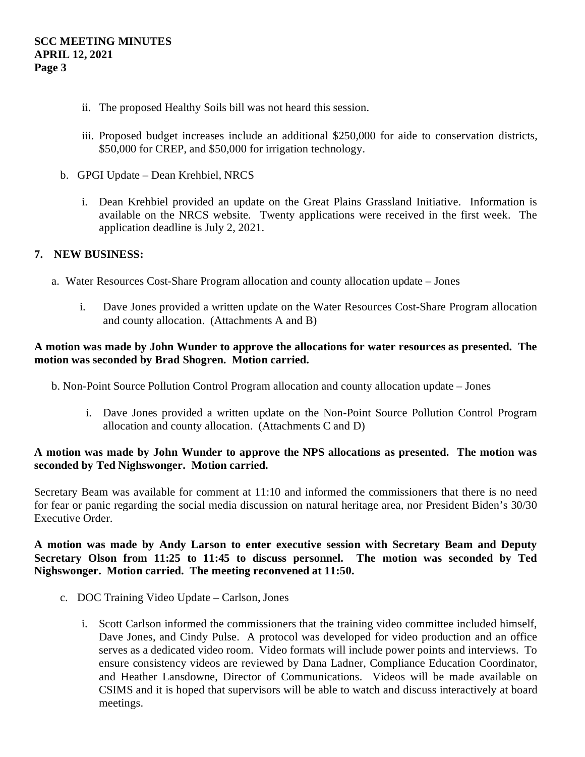ii. The proposed Healthy Soils bill was not heard this session.

iii. Proposed budget increases include an additional $250,000 for aide to conservation districts, $50,000 for CREP, and $50,000 for irrigation technology.

b. GPGI Update – Dean Krehbiel, NRCS

i. Dean Krehbiel provided an update on the Great Plains Grassland Initiative. Information is available on the NRCS website. Twenty applications were received in the first week. The application deadline is July 2, 2021.

**7. NEW BUSINESS:**

a. Water Resources Cost-Share Program allocation and county allocation update – Jones

i. Dave Jones provided a written update on the Water Resources Cost-Share Program allocation and county allocation. (Attachments A and B)

**A motion was made by John Wunder to approve the allocations for water resources as presented. The motion was seconded by Brad Shogren. Motion carried.**

b. Non-Point Source Pollution Control Program allocation and county allocation update – Jones

i. Dave Jones provided a written update on the Non-Point Source Pollution Control Program allocation and county allocation. (Attachments C and D)

**A motion was made by John Wunder to approve the NPS allocations as presented. The motion was seconded by Ted Nighswonger. Motion carried.**

Secretary Beam was available for comment at 11:10 and informed the commissioners that there is no need for fear or panic regarding the social media discussion on natural heritage area, nor President Biden's 30/30 Executive Order.

**A motion was made by Andy Larson to enter executive session with Secretary Beam and Deputy Secretary Olson from 11:25 to 11:45 to discuss personnel. The motion was seconded by Ted Nighswonger. Motion carried. The meeting reconvened at 11:50.**

c. DOC Training Video Update – Carlson, Jones

i. Scott Carlson informed the commissioners that the training video committee included himself, Dave Jones, and Cindy Pulse. A protocol was developed for video production and an office serves as a dedicated video room. Video formats will include power points and interviews. To ensure consistency videos are reviewed by Dana Ladner, Compliance Education Coordinator, and Heather Lansdowne, Director of Communications. Videos will be made available on CSIMS and it is hoped that supervisors will be able to watch and discuss interactively at board meetings.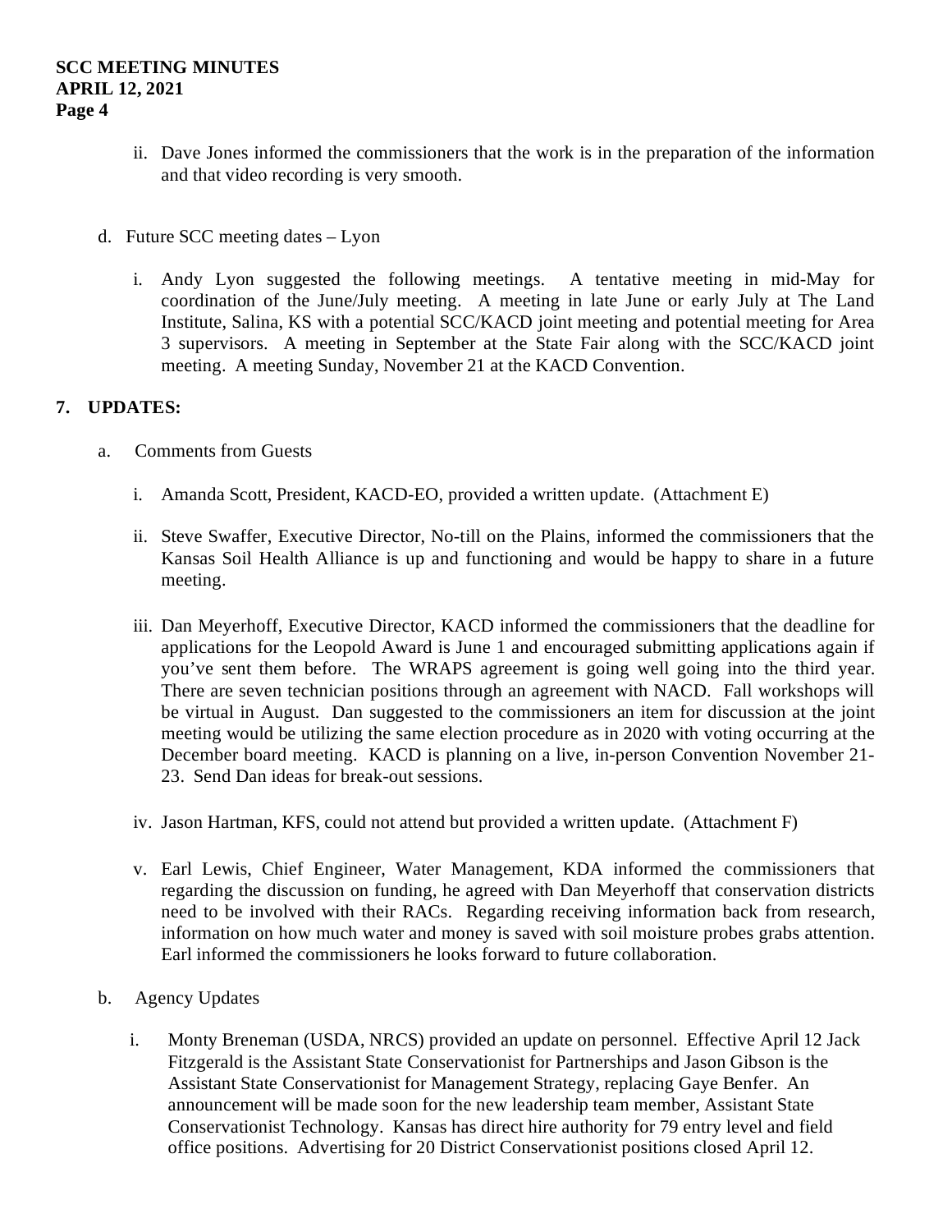ii. Dave Jones informed the commissioners that the work is in the preparation of the information and that video recording is very smooth.

d. Future SCC meeting dates – Lyon

i. Andy Lyon suggested the following meetings. A tentative meeting in mid-May for coordination of the June/July meeting. A meeting in late June or early July at The Land Institute, Salina, KS with a potential SCC/KACD joint meeting and potential meeting for Area 3 supervisors. A meeting in September at the State Fair along with the SCC/KACD joint meeting. A meeting Sunday, November 21 at the KACD Convention.

**7. UPDATES:**

a. Comments from Guests

i. Amanda Scott, President, KACD-EO, provided a written update. (Attachment E)

ii. Steve Swaffer, Executive Director, No-till on the Plains, informed the commissioners that the Kansas Soil Health Alliance is up and functioning and would be happy to share in a future meeting.

iii. Dan Meyerhoff, Executive Director, KACD informed the commissioners that the deadline for applications for the Leopold Award is June 1 and encouraged submitting applications again if you've sent them before. The WRAPS agreement is going well going into the third year. There are seven technician positions through an agreement with NACD. Fall workshops will be virtual in August. Dan suggested to the commissioners an item for discussion at the joint meeting would be utilizing the same election procedure as in 2020 with voting occurring at the December board meeting. KACD is planning on a live, in-person Convention November 21-23. Send Dan ideas for break-out sessions.

iv. Jason Hartman, KFS, could not attend but provided a written update. (Attachment F)

v. Earl Lewis, Chief Engineer, Water Management, KDA informed the commissioners that regarding the discussion on funding, he agreed with Dan Meyerhoff that conservation districts need to be involved with their RACs. Regarding receiving information back from research, information on how much water and money is saved with soil moisture probes grabs attention. Earl informed the commissioners he looks forward to future collaboration.

b. Agency Updates

i. Monty Breneman (USDA, NRCS) provided an update on personnel. Effective April 12 Jack Fitzgerald is the Assistant State Conservationist for Partnerships and Jason Gibson is the Assistant State Conservationist for Management Strategy, replacing Gaye Benfer. An announcement will be made soon for the new leadership team member, Assistant State Conservationist Technology. Kansas has direct hire authority for 79 entry level and field office positions. Advertising for 20 District Conservationist positions closed April 12.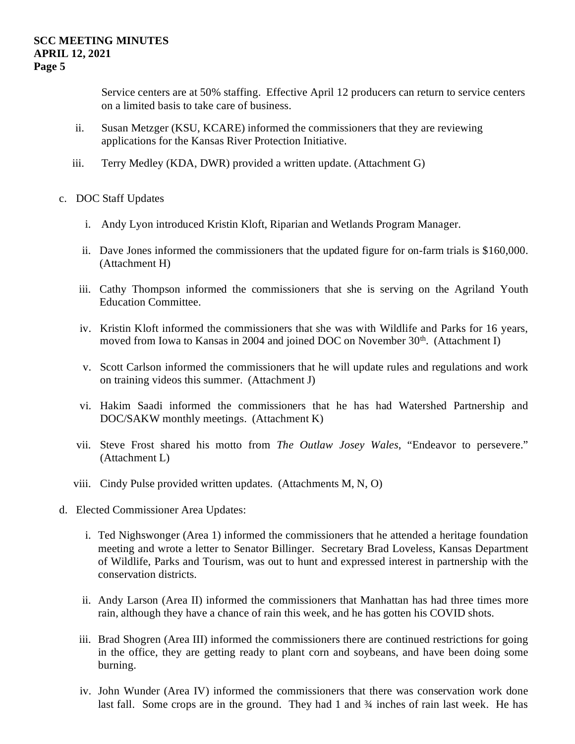Service centers are at 50% staffing. Effective April 12 producers can return to service centers on a limited basis to take care of business.

ii. Susan Metzger (KSU, KCARE) informed the commissioners that they are reviewing applications for the Kansas River Protection Initiative.

iii. Terry Medley (KDA, DWR) provided a written update. (Attachment G)

c. DOC Staff Updates

i. Andy Lyon introduced Kristin Kloft, Riparian and Wetlands Program Manager.

ii. Dave Jones informed the commissioners that the updated figure for on-farm trials is $160,000. (Attachment H)

iii. Cathy Thompson informed the commissioners that she is serving on the Agriland Youth Education Committee.

iv. Kristin Kloft informed the commissioners that she was with Wildlife and Parks for 16 years, moved from Iowa to Kansas in 2004 and joined DOC on November 30th. (Attachment I)

v. Scott Carlson informed the commissioners that he will update rules and regulations and work on training videos this summer. (Attachment J)

vi. Hakim Saadi informed the commissioners that he has had Watershed Partnership and DOC/SAKW monthly meetings. (Attachment K)

vii. Steve Frost shared his motto from *The Outlaw Josey Wales*, "Endeavor to persevere." (Attachment L)

viii. Cindy Pulse provided written updates. (Attachments M, N, O)

d. Elected Commissioner Area Updates:

i. Ted Nighswonger (Area 1) informed the commissioners that he attended a heritage foundation meeting and wrote a letter to Senator Billinger. Secretary Brad Loveless, Kansas Department of Wildlife, Parks and Tourism, was out to hunt and expressed interest in partnership with the conservation districts.

ii. Andy Larson (Area II) informed the commissioners that Manhattan has had three times more rain, although they have a chance of rain this week, and he has gotten his COVID shots.

iii. Brad Shogren (Area III) informed the commissioners there are continued restrictions for going in the office, they are getting ready to plant corn and soybeans, and have been doing some burning.

iv. John Wunder (Area IV) informed the commissioners that there was conservation work done last fall. Some crops are in the ground. They had 1 and ¾ inches of rain last week. He has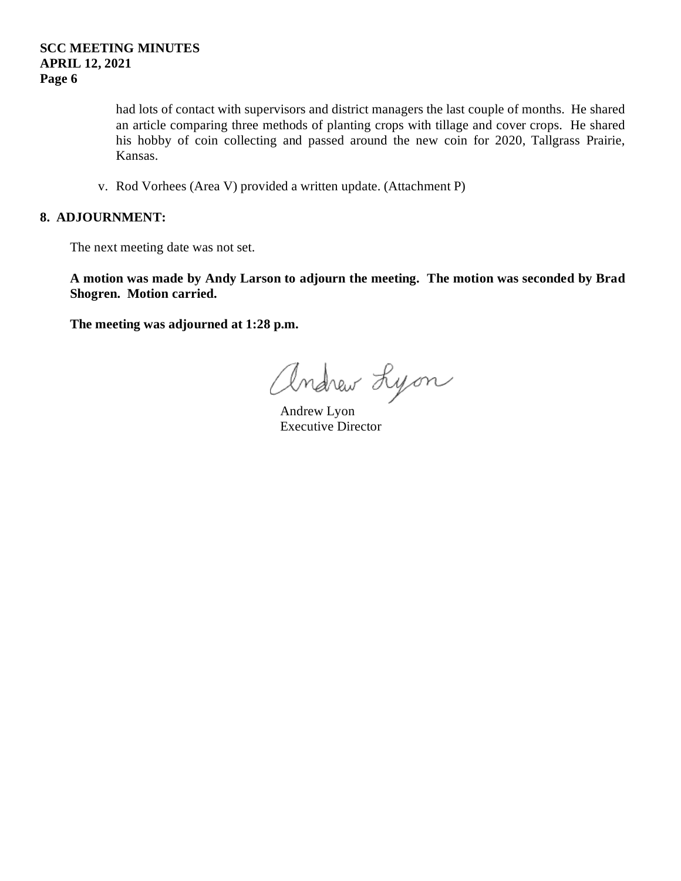had lots of contact with supervisors and district managers the last couple of months. He shared an article comparing three methods of planting crops with tillage and cover crops. He shared his hobby of coin collecting and passed around the new coin for 2020, Tallgrass Prairie, Kansas.

v. Rod Vorhees (Area V) provided a written update. (Attachment P)

## 8. ADJOURNMENT:

The next meeting date was not set.

**A motion was made by Andy Larson to adjourn the meeting. The motion was seconded by Brad Shogren. Motion carried.**

**The meeting was adjourned at 1:28 p.m.**

Andrew Lyon

Andrew Lyon
Executive Director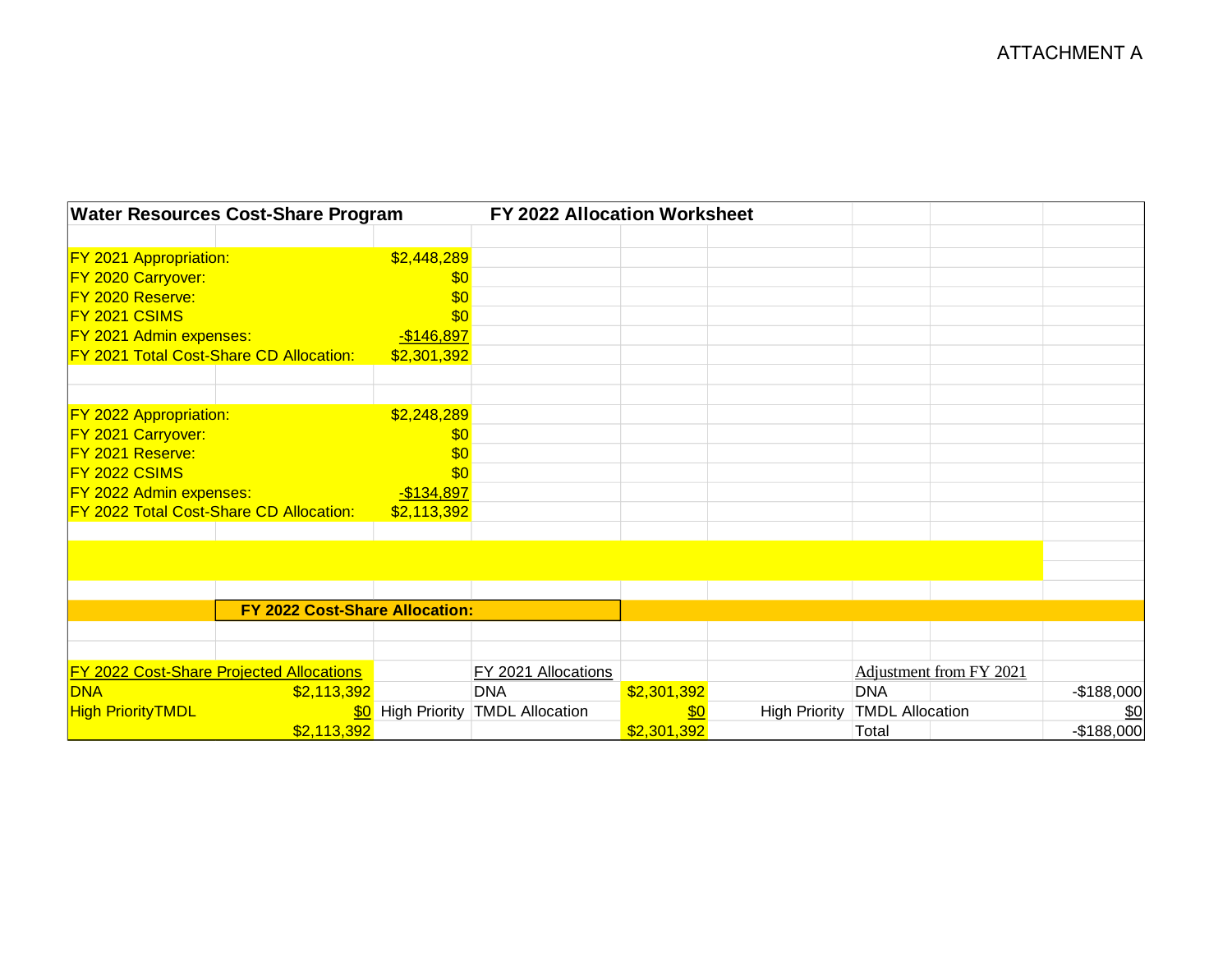ATTACHMENT A

**Water Resources Cost-Share Program** **FY 2022 Allocation Worksheet**

| | |
|---|---|
| FY 2021 Appropriation: | $2,448,289 |
| FY 2020 Carryover: | $0 |
| FY 2020 Reserve: | $0 |
| FY 2021 CSIMS | $0 |
| FY 2021 Admin expenses: | -$146,897 |
| FY 2021 Total Cost-Share CD Allocation: | $2,301,392 |

| | |
|---|---|
| FY 2022 Appropriation: | $2,248,289 |
| FY 2021 Carryover: | $0 |
| FY 2021 Reserve: | $0 |
| FY 2022 CSIMS | $0 |
| FY 2022 Admin expenses: | -$134,897 |
| FY 2022 Total Cost-Share CD Allocation: | $2,113,392 |

**FY 2022 Cost-Share Allocation:**

| FY 2022 Cost-Share Projected Allocations | | FY 2021 Allocations | | Adjustment from FY 2021 | |
|---|---|---|---|---|---|
| DNA | $2,113,392 | DNA | $2,301,392 | DNA | -$188,000 |
| High PriorityTMDL | $0 | High Priority TMDL Allocation | $0 | High Priority TMDL Allocation | $0 |
| | $2,113,392 | | $2,301,392 | Total | -$188,000 |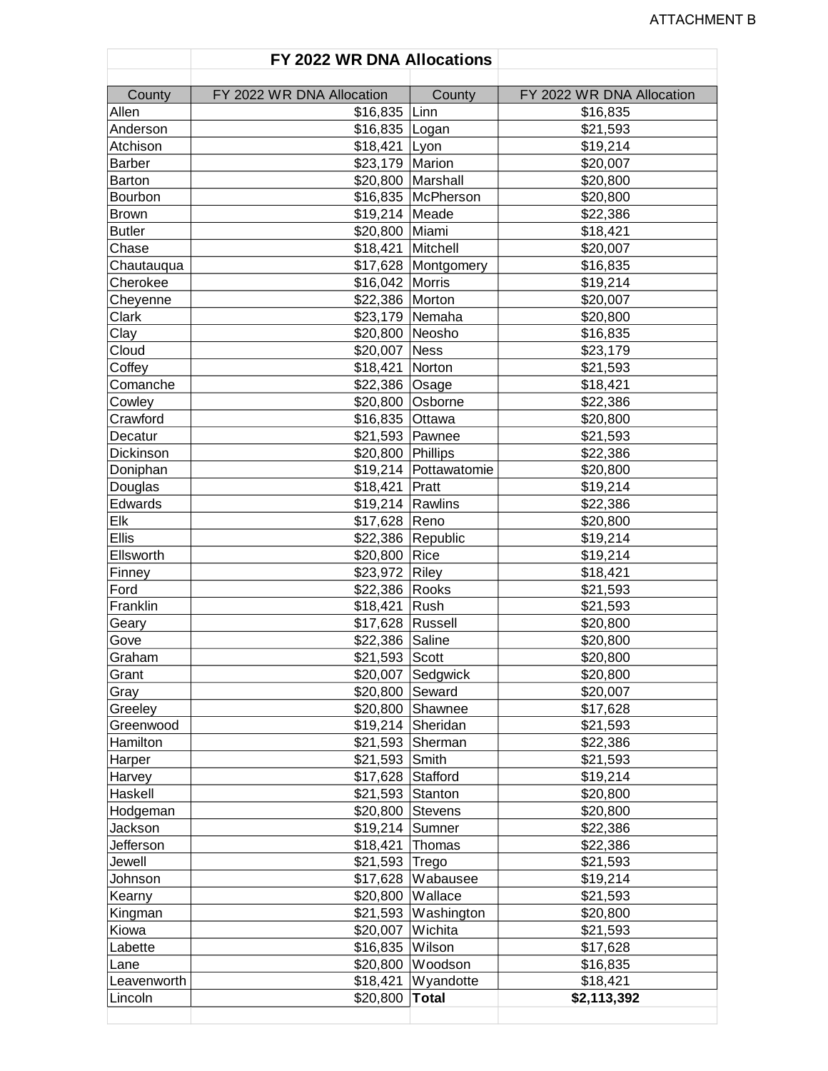ATTACHMENT B

## FY 2022 WR DNA Allocations

| County | FY 2022 WR DNA Allocation | County | FY 2022 WR DNA Allocation |
|---|---|---|---|
| Allen | $16,835 | Linn | $16,835 |
| Anderson | $16,835 | Logan | $21,593 |
| Atchison | $18,421 | Lyon | $19,214 |
| Barber | $23,179 | Marion | $20,007 |
| Barton | $20,800 | Marshall | $20,800 |
| Bourbon | $16,835 | McPherson | $20,800 |
| Brown | $19,214 | Meade | $22,386 |
| Butler | $20,800 | Miami | $18,421 |
| Chase | $18,421 | Mitchell | $20,007 |
| Chautauqua | $17,628 | Montgomery | $16,835 |
| Cherokee | $16,042 | Morris | $19,214 |
| Cheyenne | $22,386 | Morton | $20,007 |
| Clark | $23,179 | Nemaha | $20,800 |
| Clay | $20,800 | Neosho | $16,835 |
| Cloud | $20,007 | Ness | $23,179 |
| Coffey | $18,421 | Norton | $21,593 |
| Comanche | $22,386 | Osage | $18,421 |
| Cowley | $20,800 | Osborne | $22,386 |
| Crawford | $16,835 | Ottawa | $20,800 |
| Decatur | $21,593 | Pawnee | $21,593 |
| Dickinson | $20,800 | Phillips | $22,386 |
| Doniphan | $19,214 | Pottawatomie | $20,800 |
| Douglas | $18,421 | Pratt | $19,214 |
| Edwards | $19,214 | Rawlins | $22,386 |
| Elk | $17,628 | Reno | $20,800 |
| Ellis | $22,386 | Republic | $19,214 |
| Ellsworth | $20,800 | Rice | $19,214 |
| Finney | $23,972 | Riley | $18,421 |
| Ford | $22,386 | Rooks | $21,593 |
| Franklin | $18,421 | Rush | $21,593 |
| Geary | $17,628 | Russell | $20,800 |
| Gove | $22,386 | Saline | $20,800 |
| Graham | $21,593 | Scott | $20,800 |
| Grant | $20,007 | Sedgwick | $20,800 |
| Gray | $20,800 | Seward | $20,007 |
| Greeley | $20,800 | Shawnee | $17,628 |
| Greenwood | $19,214 | Sheridan | $21,593 |
| Hamilton | $21,593 | Sherman | $22,386 |
| Harper | $21,593 | Smith | $21,593 |
| Harvey | $17,628 | Stafford | $19,214 |
| Haskell | $21,593 | Stanton | $20,800 |
| Hodgeman | $20,800 | Stevens | $20,800 |
| Jackson | $19,214 | Sumner | $22,386 |
| Jefferson | $18,421 | Thomas | $22,386 |
| Jewell | $21,593 | Trego | $21,593 |
| Johnson | $17,628 | Wabausee | $19,214 |
| Kearny | $20,800 | Wallace | $21,593 |
| Kingman | $21,593 | Washington | $20,800 |
| Kiowa | $20,007 | Wichita | $21,593 |
| Labette | $16,835 | Wilson | $17,628 |
| Lane | $20,800 | Woodson | $16,835 |
| Leavenworth | $18,421 | Wyandotte | $18,421 |
| Lincoln | $20,800 | **Total** | **$2,113,392** |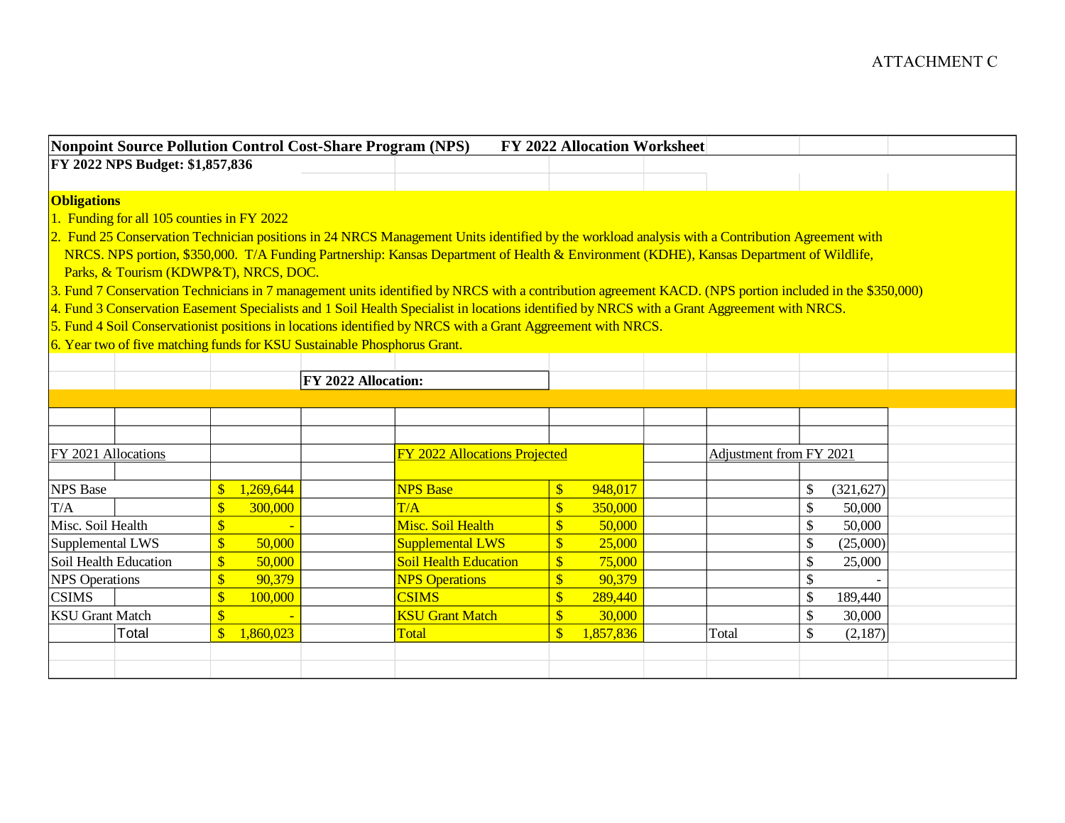ATTACHMENT C

**Nonpoint Source Pollution Control Cost-Share Program (NPS) FY 2022 Allocation Worksheet**

**FY 2022 NPS Budget: $1,857,836**

**Obligations**

1. Funding for all 105 counties in FY 2022
2. Fund 25 Conservation Technician positions in 24 NRCS Management Units identified by the workload analysis with a Contribution Agreement with NRCS. NPS portion, $350,000. T/A Funding Partnership: Kansas Department of Health & Environment (KDHE), Kansas Department of Wildlife, Parks, & Tourism (KDWP&T), NRCS, DOC.
3. Fund 7 Conservation Technicians in 7 management units identified by NRCS with a contribution agreement KACD. (NPS portion included in the $350,000)
4. Fund 3 Conservation Easement Specialists and 1 Soil Health Specialist in locations identified by NRCS with a Grant Aggreement with NRCS.
5. Fund 4 Soil Conservationist positions in locations identified by NRCS with a Grant Aggreement with NRCS.
6. Year two of five matching funds for KSU Sustainable Phosphorus Grant.

**FY 2022 Allocation:**

| FY 2021 Allocations | | FY 2022 Allocations Projected | | Adjustment from FY 2021 | |
|---|---|---|---|---|---|
| NPS Base | $ 1,269,644 | NPS Base | $ 948,017 | | $ (321,627) |
| T/A | $ 300,000 | T/A | $ 350,000 | | $ 50,000 |
| Misc. Soil Health | $ - | Misc. Soil Health | $ 50,000 | | $ 50,000 |
| Supplemental LWS | $ 50,000 | Supplemental LWS | $ 25,000 | | $ (25,000) |
| Soil Health Education | $ 50,000 | Soil Health Education | $ 75,000 | | $ 25,000 |
| NPS Operations | $ 90,379 | NPS Operations | $ 90,379 | | $ - |
| CSIMS | $ 100,000 | CSIMS | $ 289,440 | | $ 189,440 |
| KSU Grant Match | $ - | KSU Grant Match | $ 30,000 | | $ 30,000 |
| Total | $ 1,860,023 | Total | $ 1,857,836 | Total | $ (2,187) |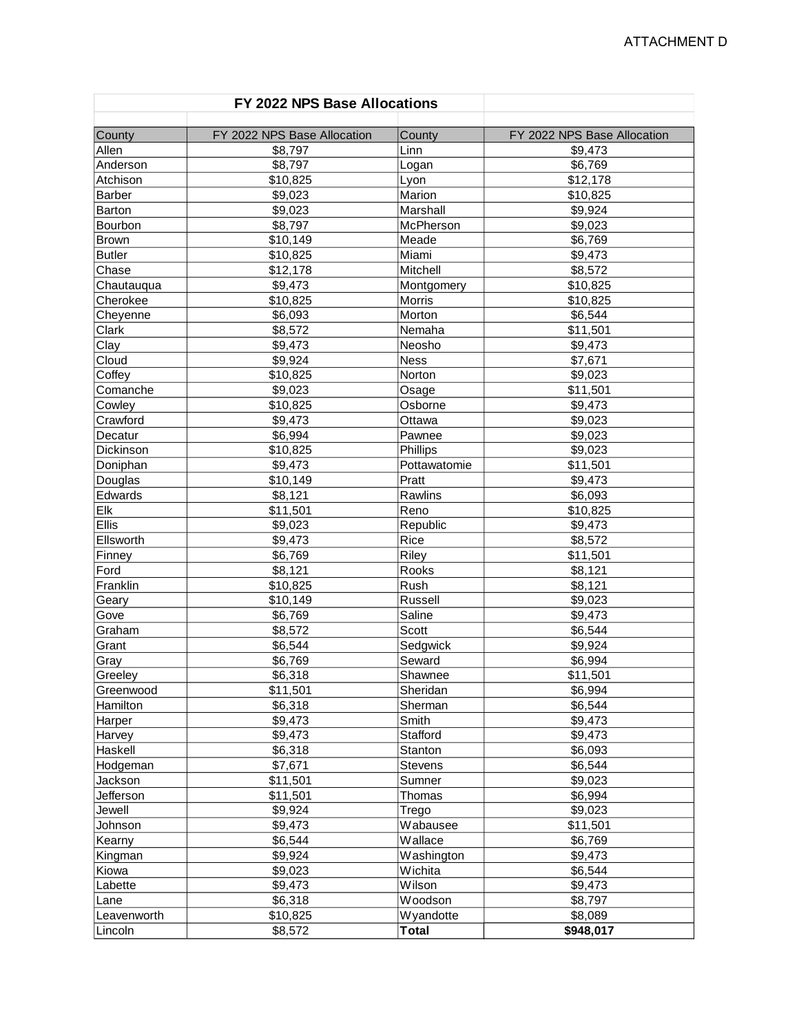ATTACHMENT D

## FY 2022 NPS Base Allocations

| County | FY 2022 NPS Base Allocation | County | FY 2022 NPS Base Allocation |
|---|---|---|---|
| Allen | $8,797 | Linn | $9,473 |
| Anderson | $8,797 | Logan | $6,769 |
| Atchison | $10,825 | Lyon | $12,178 |
| Barber | $9,023 | Marion | $10,825 |
| Barton | $9,023 | Marshall | $9,924 |
| Bourbon | $8,797 | McPherson | $9,023 |
| Brown | $10,149 | Meade | $6,769 |
| Butler | $10,825 | Miami | $9,473 |
| Chase | $12,178 | Mitchell | $8,572 |
| Chautauqua | $9,473 | Montgomery | $10,825 |
| Cherokee | $10,825 | Morris | $10,825 |
| Cheyenne | $6,093 | Morton | $6,544 |
| Clark | $8,572 | Nemaha | $11,501 |
| Clay | $9,473 | Neosho | $9,473 |
| Cloud | $9,924 | Ness | $7,671 |
| Coffey | $10,825 | Norton | $9,023 |
| Comanche | $9,023 | Osage | $11,501 |
| Cowley | $10,825 | Osborne | $9,473 |
| Crawford | $9,473 | Ottawa | $9,023 |
| Decatur | $6,994 | Pawnee | $9,023 |
| Dickinson | $10,825 | Phillips | $9,023 |
| Doniphan | $9,473 | Pottawatomie | $11,501 |
| Douglas | $10,149 | Pratt | $9,473 |
| Edwards | $8,121 | Rawlins | $6,093 |
| Elk | $11,501 | Reno | $10,825 |
| Ellis | $9,023 | Republic | $9,473 |
| Ellsworth | $9,473 | Rice | $8,572 |
| Finney | $6,769 | Riley | $11,501 |
| Ford | $8,121 | Rooks | $8,121 |
| Franklin | $10,825 | Rush | $8,121 |
| Geary | $10,149 | Russell | $9,023 |
| Gove | $6,769 | Saline | $9,473 |
| Graham | $8,572 | Scott | $6,544 |
| Grant | $6,544 | Sedgwick | $9,924 |
| Gray | $6,769 | Seward | $6,994 |
| Greeley | $6,318 | Shawnee | $11,501 |
| Greenwood | $11,501 | Sheridan | $6,994 |
| Hamilton | $6,318 | Sherman | $6,544 |
| Harper | $9,473 | Smith | $9,473 |
| Harvey | $9,473 | Stafford | $9,473 |
| Haskell | $6,318 | Stanton | $6,093 |
| Hodgeman | $7,671 | Stevens | $6,544 |
| Jackson | $11,501 | Sumner | $9,023 |
| Jefferson | $11,501 | Thomas | $6,994 |
| Jewell | $9,924 | Trego | $9,023 |
| Johnson | $9,473 | Wabausee | $11,501 |
| Kearny | $6,544 | Wallace | $6,769 |
| Kingman | $9,924 | Washington | $9,473 |
| Kiowa | $9,023 | Wichita | $6,544 |
| Labette | $9,473 | Wilson | $9,473 |
| Lane | $6,318 | Woodson | $8,797 |
| Leavenworth | $10,825 | Wyandotte | $8,089 |
| Lincoln | $8,572 | **Total** | **$948,017** |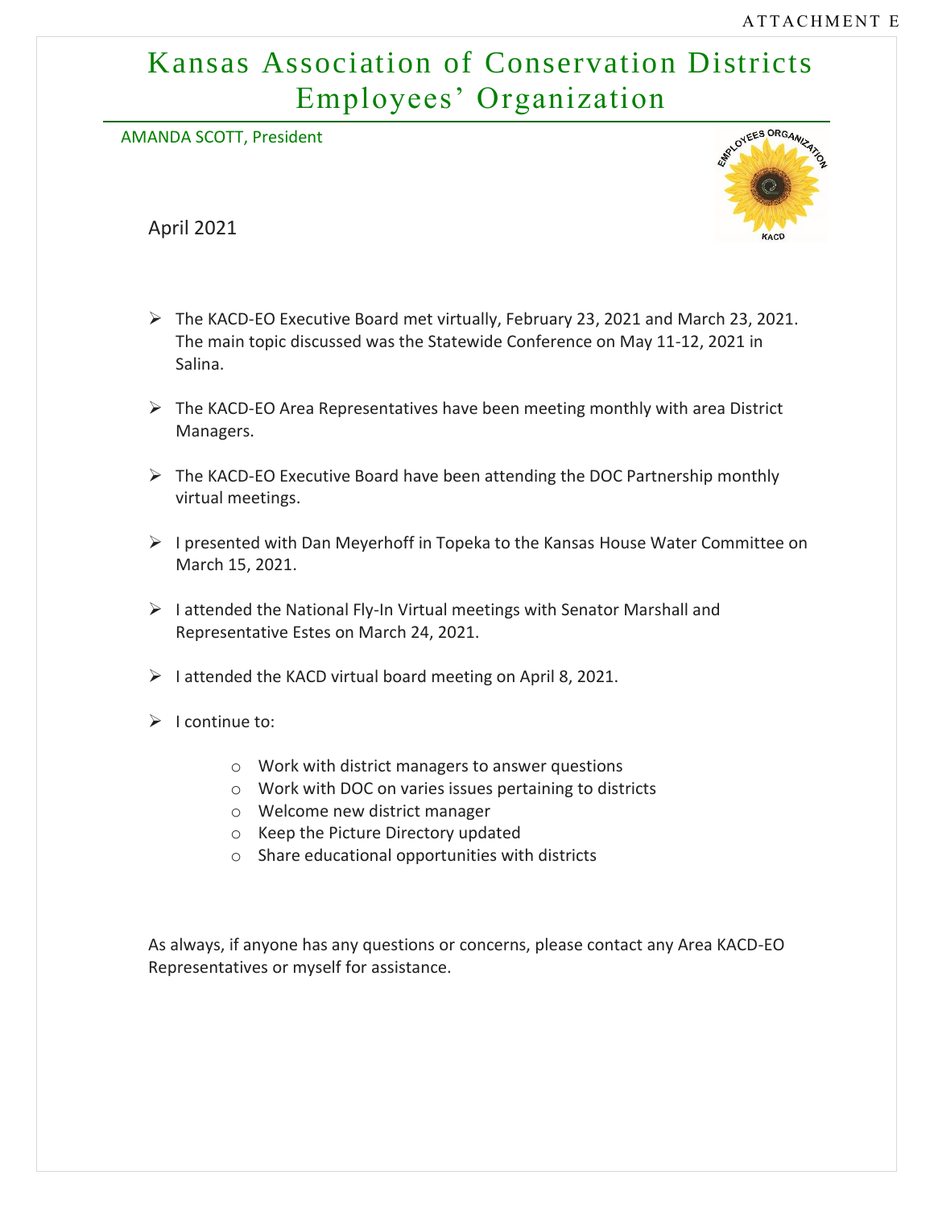ATTACHMENT E

# Kansas Association of Conservation Districts Employees' Organization

AMANDA SCOTT, President

April 2021

- The KACD-EO Executive Board met virtually, February 23, 2021 and March 23, 2021. The main topic discussed was the Statewide Conference on May 11-12, 2021 in Salina.
- The KACD-EO Area Representatives have been meeting monthly with area District Managers.
- The KACD-EO Executive Board have been attending the DOC Partnership monthly virtual meetings.
- I presented with Dan Meyerhoff in Topeka to the Kansas House Water Committee on March 15, 2021.
- I attended the National Fly-In Virtual meetings with Senator Marshall and Representative Estes on March 24, 2021.
- I attended the KACD virtual board meeting on April 8, 2021.
- I continue to:
  - Work with district managers to answer questions
  - Work with DOC on varies issues pertaining to districts
  - Welcome new district manager
  - Keep the Picture Directory updated
  - Share educational opportunities with districts

As always, if anyone has any questions or concerns, please contact any Area KACD-EO Representatives or myself for assistance.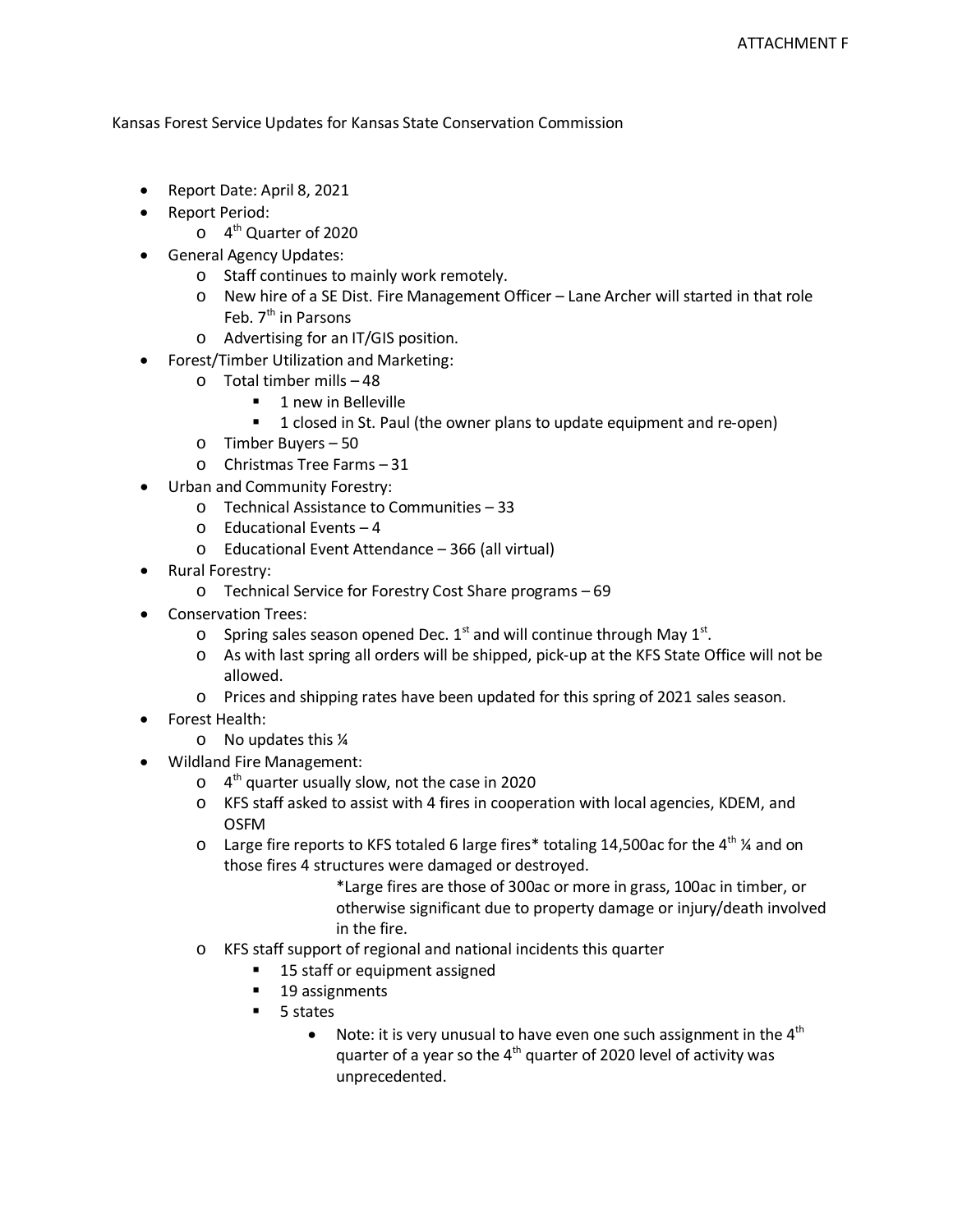ATTACHMENT F

Kansas Forest Service Updates for Kansas State Conservation Commission

- Report Date: April 8, 2021
- Report Period:
  - 4th Quarter of 2020
- General Agency Updates:
  - Staff continues to mainly work remotely.
  - New hire of a SE Dist. Fire Management Officer – Lane Archer will started in that role Feb. 7th in Parsons
  - Advertising for an IT/GIS position.
- Forest/Timber Utilization and Marketing:
  - Total timber mills – 48
    - 1 new in Belleville
    - 1 closed in St. Paul (the owner plans to update equipment and re-open)
  - Timber Buyers – 50
  - Christmas Tree Farms – 31
- Urban and Community Forestry:
  - Technical Assistance to Communities – 33
  - Educational Events – 4
  - Educational Event Attendance – 366 (all virtual)
- Rural Forestry:
  - Technical Service for Forestry Cost Share programs – 69
- Conservation Trees:
  - Spring sales season opened Dec. 1st and will continue through May 1st.
  - As with last spring all orders will be shipped, pick-up at the KFS State Office will not be allowed.
  - Prices and shipping rates have been updated for this spring of 2021 sales season.
- Forest Health:
  - No updates this ¼
- Wildland Fire Management:
  - 4th quarter usually slow, not the case in 2020
  - KFS staff asked to assist with 4 fires in cooperation with local agencies, KDEM, and OSFM
  - Large fire reports to KFS totaled 6 large fires* totaling 14,500ac for the 4th ¼ and on those fires 4 structures were damaged or destroyed.

    *Large fires are those of 300ac or more in grass, 100ac in timber, or otherwise significant due to property damage or injury/death involved in the fire.
  - KFS staff support of regional and national incidents this quarter
    - 15 staff or equipment assigned
    - 19 assignments
    - 5 states
      - Note: it is very unusual to have even one such assignment in the 4th quarter of a year so the 4th quarter of 2020 level of activity was unprecedented.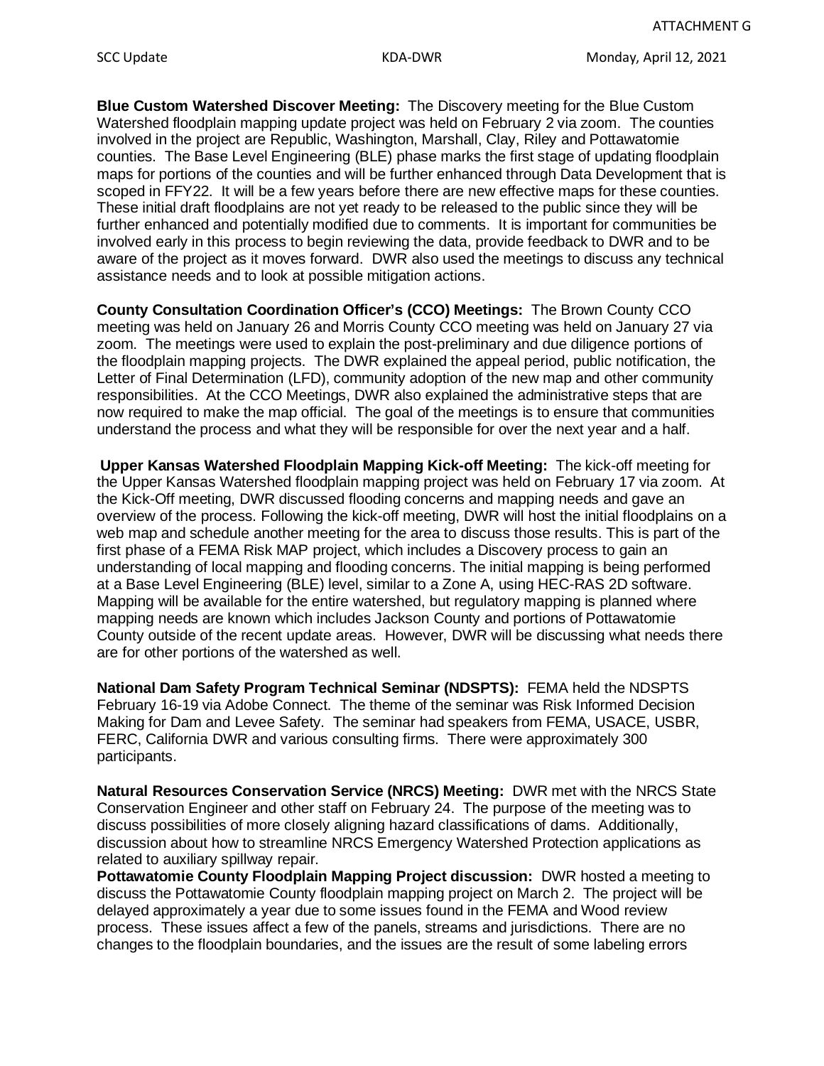**Blue Custom Watershed Discover Meeting:** The Discovery meeting for the Blue Custom Watershed floodplain mapping update project was held on February 2 via zoom. The counties involved in the project are Republic, Washington, Marshall, Clay, Riley and Pottawatomie counties. The Base Level Engineering (BLE) phase marks the first stage of updating floodplain maps for portions of the counties and will be further enhanced through Data Development that is scoped in FFY22. It will be a few years before there are new effective maps for these counties. These initial draft floodplains are not yet ready to be released to the public since they will be further enhanced and potentially modified due to comments. It is important for communities be involved early in this process to begin reviewing the data, provide feedback to DWR and to be aware of the project as it moves forward. DWR also used the meetings to discuss any technical assistance needs and to look at possible mitigation actions.

**County Consultation Coordination Officer's (CCO) Meetings:** The Brown County CCO meeting was held on January 26 and Morris County CCO meeting was held on January 27 via zoom. The meetings were used to explain the post-preliminary and due diligence portions of the floodplain mapping projects. The DWR explained the appeal period, public notification, the Letter of Final Determination (LFD), community adoption of the new map and other community responsibilities. At the CCO Meetings, DWR also explained the administrative steps that are now required to make the map official. The goal of the meetings is to ensure that communities understand the process and what they will be responsible for over the next year and a half.

**Upper Kansas Watershed Floodplain Mapping Kick-off Meeting:** The kick-off meeting for the Upper Kansas Watershed floodplain mapping project was held on February 17 via zoom. At the Kick-Off meeting, DWR discussed flooding concerns and mapping needs and gave an overview of the process. Following the kick-off meeting, DWR will host the initial floodplains on a web map and schedule another meeting for the area to discuss those results. This is part of the first phase of a FEMA Risk MAP project, which includes a Discovery process to gain an understanding of local mapping and flooding concerns. The initial mapping is being performed at a Base Level Engineering (BLE) level, similar to a Zone A, using HEC-RAS 2D software. Mapping will be available for the entire watershed, but regulatory mapping is planned where mapping needs are known which includes Jackson County and portions of Pottawatomie County outside of the recent update areas. However, DWR will be discussing what needs there are for other portions of the watershed as well.

**National Dam Safety Program Technical Seminar (NDSPTS):** FEMA held the NDSPTS February 16-19 via Adobe Connect. The theme of the seminar was Risk Informed Decision Making for Dam and Levee Safety. The seminar had speakers from FEMA, USACE, USBR, FERC, California DWR and various consulting firms. There were approximately 300 participants.

**Natural Resources Conservation Service (NRCS) Meeting:** DWR met with the NRCS State Conservation Engineer and other staff on February 24. The purpose of the meeting was to discuss possibilities of more closely aligning hazard classifications of dams. Additionally, discussion about how to streamline NRCS Emergency Watershed Protection applications as related to auxiliary spillway repair.

**Pottawatomie County Floodplain Mapping Project discussion:** DWR hosted a meeting to discuss the Pottawatomie County floodplain mapping project on March 2. The project will be delayed approximately a year due to some issues found in the FEMA and Wood review process. These issues affect a few of the panels, streams and jurisdictions. There are no changes to the floodplain boundaries, and the issues are the result of some labeling errors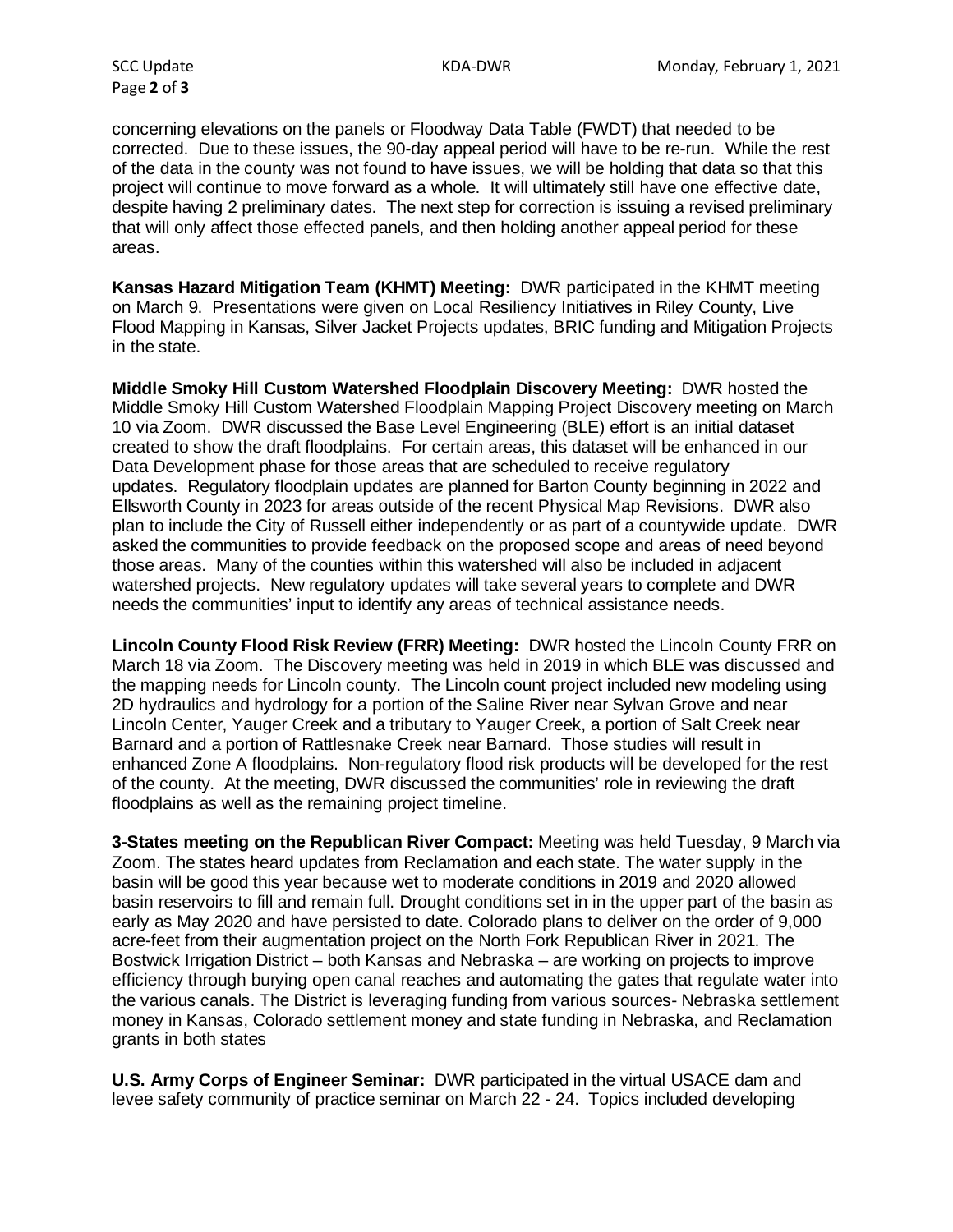concerning elevations on the panels or Floodway Data Table (FWDT) that needed to be corrected. Due to these issues, the 90-day appeal period will have to be re-run. While the rest of the data in the county was not found to have issues, we will be holding that data so that this project will continue to move forward as a whole. It will ultimately still have one effective date, despite having 2 preliminary dates. The next step for correction is issuing a revised preliminary that will only affect those effected panels, and then holding another appeal period for these areas.

**Kansas Hazard Mitigation Team (KHMT) Meeting:** DWR participated in the KHMT meeting on March 9. Presentations were given on Local Resiliency Initiatives in Riley County, Live Flood Mapping in Kansas, Silver Jacket Projects updates, BRIC funding and Mitigation Projects in the state.

**Middle Smoky Hill Custom Watershed Floodplain Discovery Meeting:** DWR hosted the Middle Smoky Hill Custom Watershed Floodplain Mapping Project Discovery meeting on March 10 via Zoom. DWR discussed the Base Level Engineering (BLE) effort is an initial dataset created to show the draft floodplains. For certain areas, this dataset will be enhanced in our Data Development phase for those areas that are scheduled to receive regulatory updates. Regulatory floodplain updates are planned for Barton County beginning in 2022 and Ellsworth County in 2023 for areas outside of the recent Physical Map Revisions. DWR also plan to include the City of Russell either independently or as part of a countywide update. DWR asked the communities to provide feedback on the proposed scope and areas of need beyond those areas. Many of the counties within this watershed will also be included in adjacent watershed projects. New regulatory updates will take several years to complete and DWR needs the communities' input to identify any areas of technical assistance needs.

**Lincoln County Flood Risk Review (FRR) Meeting:** DWR hosted the Lincoln County FRR on March 18 via Zoom. The Discovery meeting was held in 2019 in which BLE was discussed and the mapping needs for Lincoln county. The Lincoln count project included new modeling using 2D hydraulics and hydrology for a portion of the Saline River near Sylvan Grove and near Lincoln Center, Yauger Creek and a tributary to Yauger Creek, a portion of Salt Creek near Barnard and a portion of Rattlesnake Creek near Barnard. Those studies will result in enhanced Zone A floodplains. Non-regulatory flood risk products will be developed for the rest of the county. At the meeting, DWR discussed the communities' role in reviewing the draft floodplains as well as the remaining project timeline.

**3-States meeting on the Republican River Compact:** Meeting was held Tuesday, 9 March via Zoom. The states heard updates from Reclamation and each state. The water supply in the basin will be good this year because wet to moderate conditions in 2019 and 2020 allowed basin reservoirs to fill and remain full. Drought conditions set in in the upper part of the basin as early as May 2020 and have persisted to date. Colorado plans to deliver on the order of 9,000 acre-feet from their augmentation project on the North Fork Republican River in 2021. The Bostwick Irrigation District – both Kansas and Nebraska – are working on projects to improve efficiency through burying open canal reaches and automating the gates that regulate water into the various canals. The District is leveraging funding from various sources- Nebraska settlement money in Kansas, Colorado settlement money and state funding in Nebraska, and Reclamation grants in both states

**U.S. Army Corps of Engineer Seminar:** DWR participated in the virtual USACE dam and levee safety community of practice seminar on March 22 - 24. Topics included developing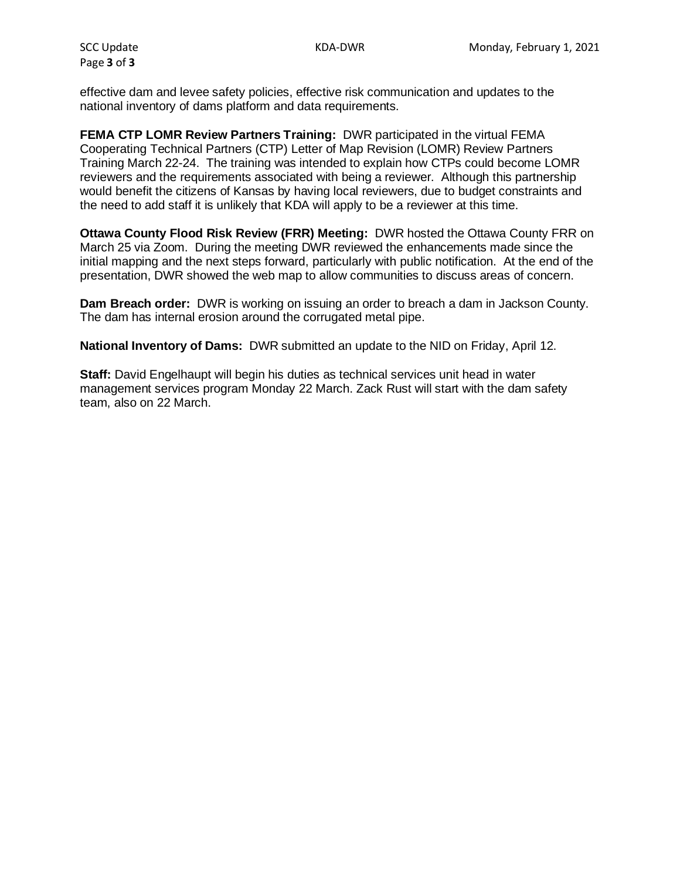effective dam and levee safety policies, effective risk communication and updates to the national inventory of dams platform and data requirements.

**FEMA CTP LOMR Review Partners Training:** DWR participated in the virtual FEMA Cooperating Technical Partners (CTP) Letter of Map Revision (LOMR) Review Partners Training March 22-24. The training was intended to explain how CTPs could become LOMR reviewers and the requirements associated with being a reviewer. Although this partnership would benefit the citizens of Kansas by having local reviewers, due to budget constraints and the need to add staff it is unlikely that KDA will apply to be a reviewer at this time.

**Ottawa County Flood Risk Review (FRR) Meeting:** DWR hosted the Ottawa County FRR on March 25 via Zoom. During the meeting DWR reviewed the enhancements made since the initial mapping and the next steps forward, particularly with public notification. At the end of the presentation, DWR showed the web map to allow communities to discuss areas of concern.

**Dam Breach order:** DWR is working on issuing an order to breach a dam in Jackson County. The dam has internal erosion around the corrugated metal pipe.

**National Inventory of Dams:** DWR submitted an update to the NID on Friday, April 12.

**Staff:** David Engelhaupt will begin his duties as technical services unit head in water management services program Monday 22 March. Zack Rust will start with the dam safety team, also on 22 March.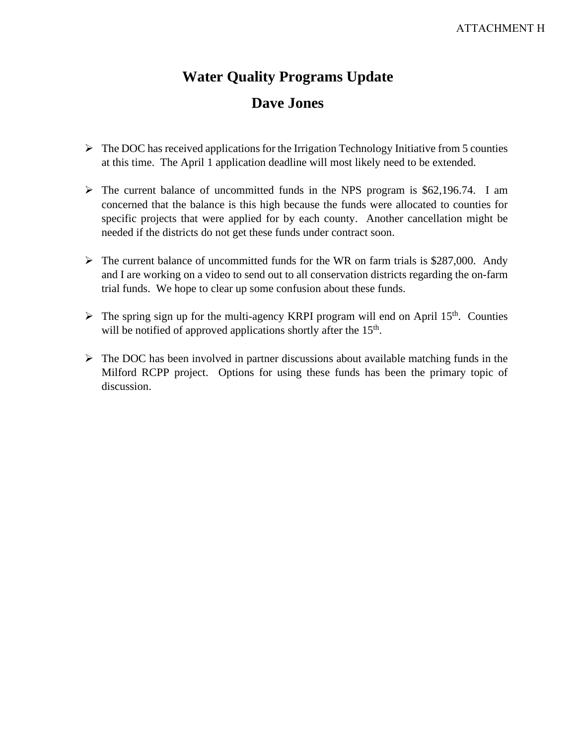ATTACHMENT H

# Water Quality Programs Update

## Dave Jones

- The DOC has received applications for the Irrigation Technology Initiative from 5 counties at this time. The April 1 application deadline will most likely need to be extended.

- The current balance of uncommitted funds in the NPS program is $62,196.74. I am concerned that the balance is this high because the funds were allocated to counties for specific projects that were applied for by each county. Another cancellation might be needed if the districts do not get these funds under contract soon.

- The current balance of uncommitted funds for the WR on farm trials is $287,000. Andy and I are working on a video to send out to all conservation districts regarding the on-farm trial funds. We hope to clear up some confusion about these funds.

- The spring sign up for the multi-agency KRPI program will end on April 15th. Counties will be notified of approved applications shortly after the 15th.

- The DOC has been involved in partner discussions about available matching funds in the Milford RCPP project. Options for using these funds has been the primary topic of discussion.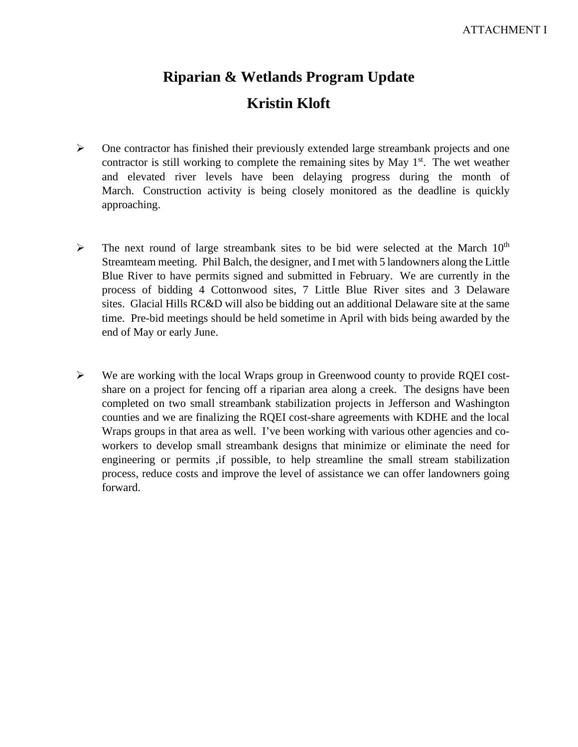ATTACHMENT I

# Riparian & Wetlands Program Update

## Kristin Kloft

- One contractor has finished their previously extended large streambank projects and one contractor is still working to complete the remaining sites by May 1st. The wet weather and elevated river levels have been delaying progress during the month of March. Construction activity is being closely monitored as the deadline is quickly approaching.

- The next round of large streambank sites to be bid were selected at the March 10th Streamteam meeting. Phil Balch, the designer, and I met with 5 landowners along the Little Blue River to have permits signed and submitted in February. We are currently in the process of bidding 4 Cottonwood sites, 7 Little Blue River sites and 3 Delaware sites. Glacial Hills RC&D will also be bidding out an additional Delaware site at the same time. Pre-bid meetings should be held sometime in April with bids being awarded by the end of May or early June.

- We are working with the local Wraps group in Greenwood county to provide RQEI cost-share on a project for fencing off a riparian area along a creek. The designs have been completed on two small streambank stabilization projects in Jefferson and Washington counties and we are finalizing the RQEI cost-share agreements with KDHE and the local Wraps groups in that area as well. I've been working with various other agencies and co-workers to develop small streambank designs that minimize or eliminate the need for engineering or permits ,if possible, to help streamline the small stream stabilization process, reduce costs and improve the level of assistance we can offer landowners going forward.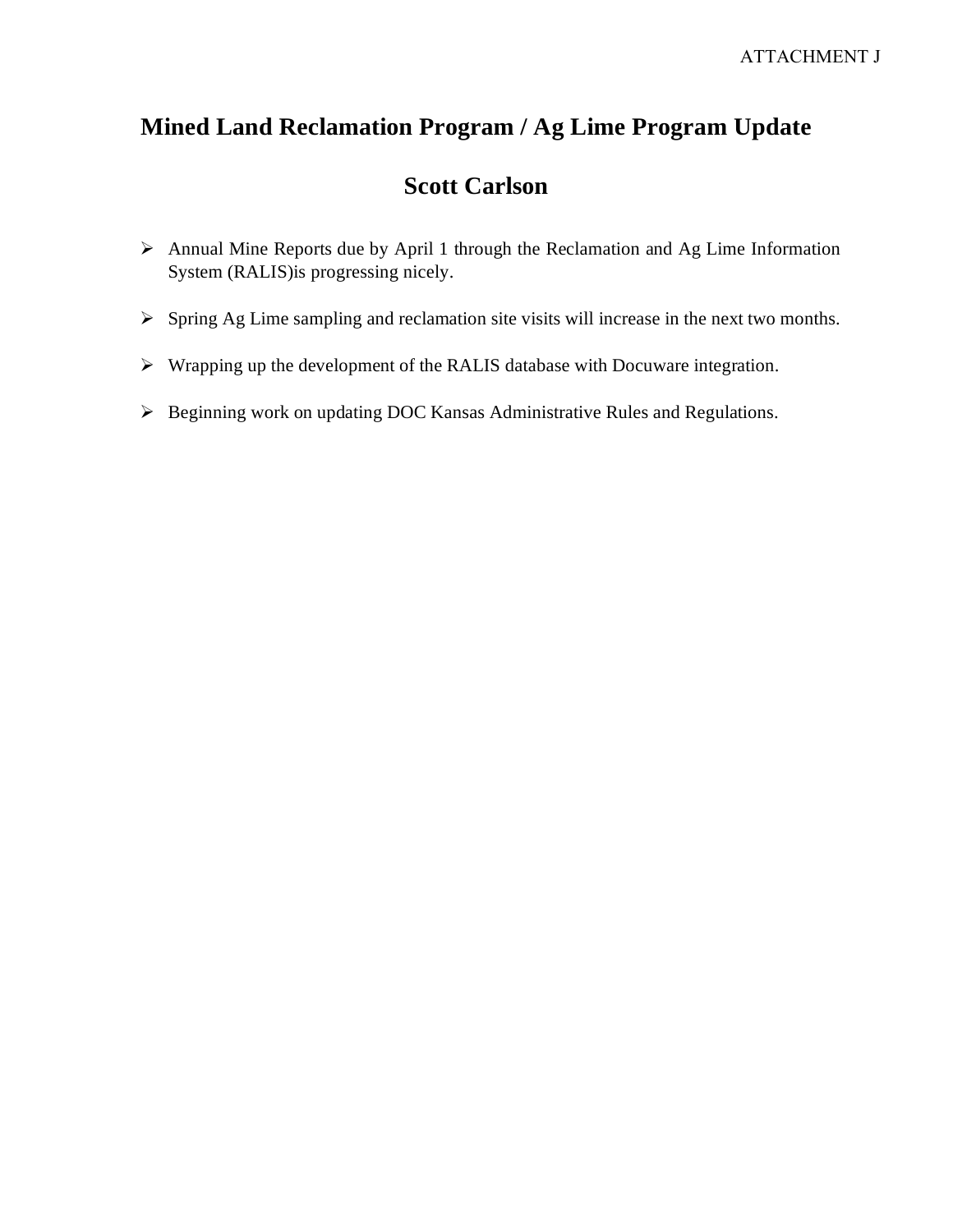ATTACHMENT J

# Mined Land Reclamation Program / Ag Lime Program Update

## Scott Carlson

- Annual Mine Reports due by April 1 through the Reclamation and Ag Lime Information System (RALIS)is progressing nicely.
- Spring Ag Lime sampling and reclamation site visits will increase in the next two months.
- Wrapping up the development of the RALIS database with Docuware integration.
- Beginning work on updating DOC Kansas Administrative Rules and Regulations.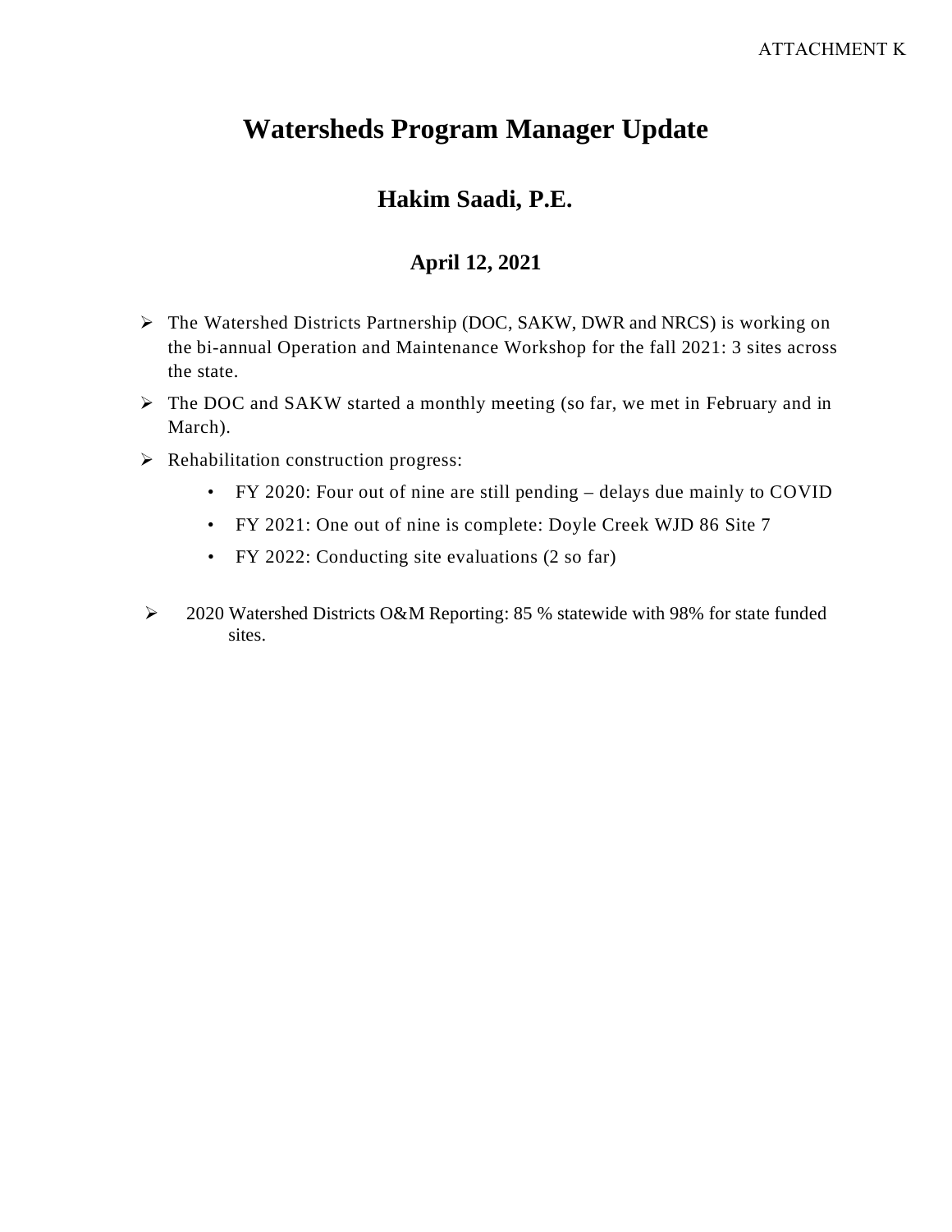ATTACHMENT K

# Watersheds Program Manager Update

## Hakim Saadi, P.E.

### April 12, 2021

- The Watershed Districts Partnership (DOC, SAKW, DWR and NRCS) is working on the bi-annual Operation and Maintenance Workshop for the fall 2021: 3 sites across the state.
- The DOC and SAKW started a monthly meeting (so far, we met in February and in March).
- Rehabilitation construction progress:
  - FY 2020: Four out of nine are still pending – delays due mainly to COVID
  - FY 2021: One out of nine is complete: Doyle Creek WJD 86 Site 7
  - FY 2022: Conducting site evaluations (2 so far)
- 2020 Watershed Districts O&M Reporting: 85 % statewide with 98% for state funded sites.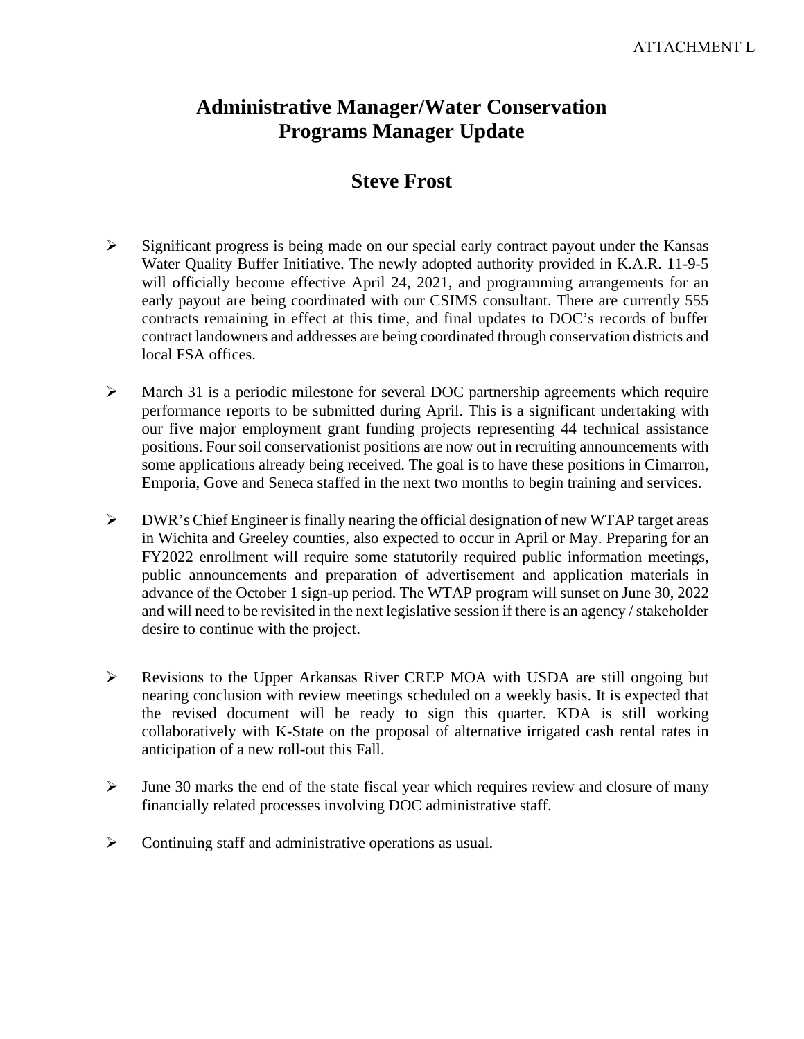ATTACHMENT L

# Administrative Manager/Water Conservation Programs Manager Update

## Steve Frost

- Significant progress is being made on our special early contract payout under the Kansas Water Quality Buffer Initiative. The newly adopted authority provided in K.A.R. 11-9-5 will officially become effective April 24, 2021, and programming arrangements for an early payout are being coordinated with our CSIMS consultant. There are currently 555 contracts remaining in effect at this time, and final updates to DOC's records of buffer contract landowners and addresses are being coordinated through conservation districts and local FSA offices.

- March 31 is a periodic milestone for several DOC partnership agreements which require performance reports to be submitted during April. This is a significant undertaking with our five major employment grant funding projects representing 44 technical assistance positions. Four soil conservationist positions are now out in recruiting announcements with some applications already being received. The goal is to have these positions in Cimarron, Emporia, Gove and Seneca staffed in the next two months to begin training and services.

- DWR's Chief Engineer is finally nearing the official designation of new WTAP target areas in Wichita and Greeley counties, also expected to occur in April or May. Preparing for an FY2022 enrollment will require some statutorily required public information meetings, public announcements and preparation of advertisement and application materials in advance of the October 1 sign-up period. The WTAP program will sunset on June 30, 2022 and will need to be revisited in the next legislative session if there is an agency / stakeholder desire to continue with the project.

- Revisions to the Upper Arkansas River CREP MOA with USDA are still ongoing but nearing conclusion with review meetings scheduled on a weekly basis. It is expected that the revised document will be ready to sign this quarter. KDA is still working collaboratively with K-State on the proposal of alternative irrigated cash rental rates in anticipation of a new roll-out this Fall.

- June 30 marks the end of the state fiscal year which requires review and closure of many financially related processes involving DOC administrative staff.

- Continuing staff and administrative operations as usual.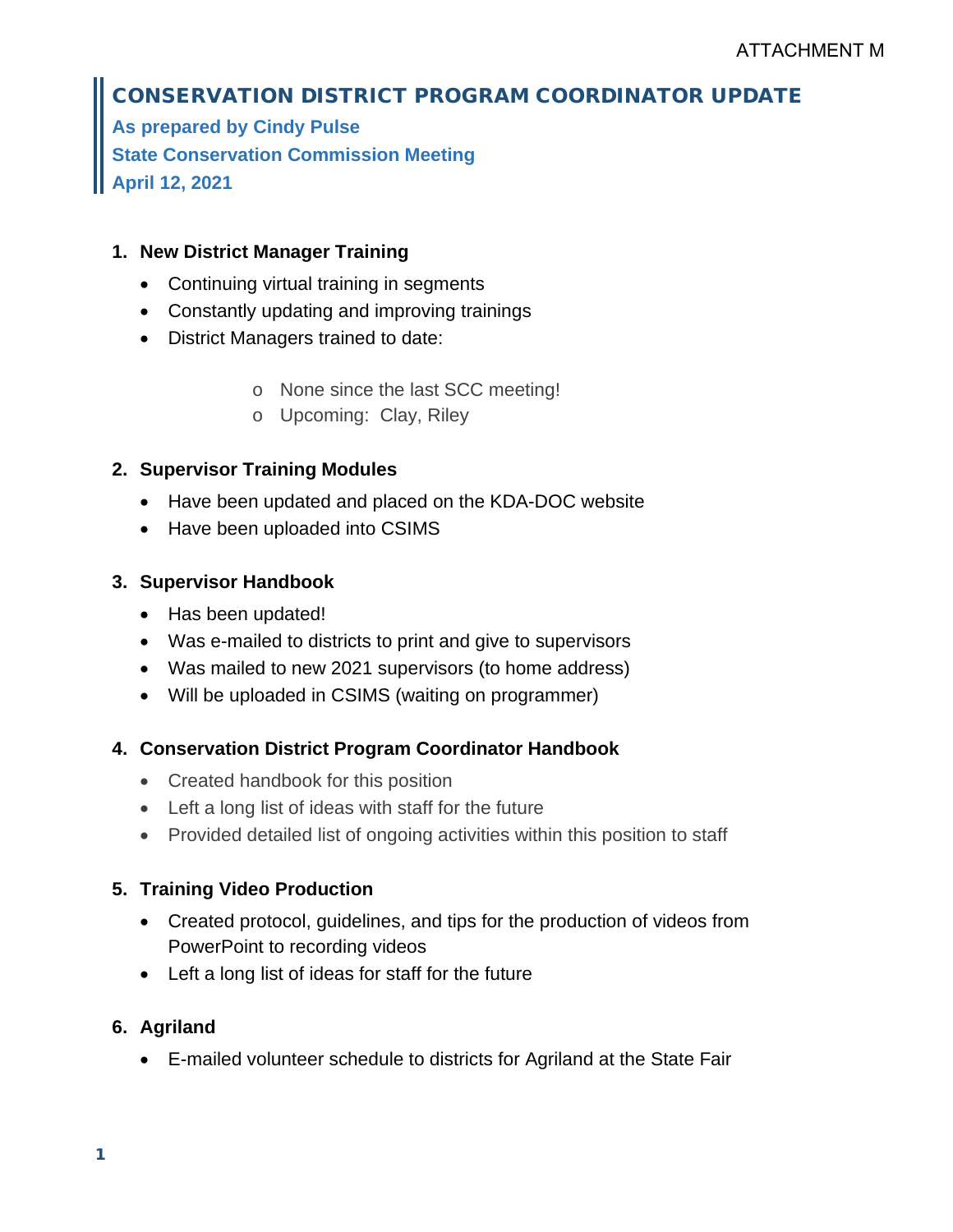ATTACHMENT M

# CONSERVATION DISTRICT PROGRAM COORDINATOR UPDATE

**As prepared by Cindy Pulse**
**State Conservation Commission Meeting**
**April 12, 2021**

1. **New District Manager Training**
   - Continuing virtual training in segments
   - Constantly updating and improving trainings
   - District Managers trained to date:
     - None since the last SCC meeting!
     - Upcoming: Clay, Riley

2. **Supervisor Training Modules**
   - Have been updated and placed on the KDA-DOC website
   - Have been uploaded into CSIMS

3. **Supervisor Handbook**
   - Has been updated!
   - Was e-mailed to districts to print and give to supervisors
   - Was mailed to new 2021 supervisors (to home address)
   - Will be uploaded in CSIMS (waiting on programmer)

4. **Conservation District Program Coordinator Handbook**
   - Created handbook for this position
   - Left a long list of ideas with staff for the future
   - Provided detailed list of ongoing activities within this position to staff

5. **Training Video Production**
   - Created protocol, guidelines, and tips for the production of videos from PowerPoint to recording videos
   - Left a long list of ideas for staff for the future

6. **Agriland**
   - E-mailed volunteer schedule to districts for Agriland at the State Fair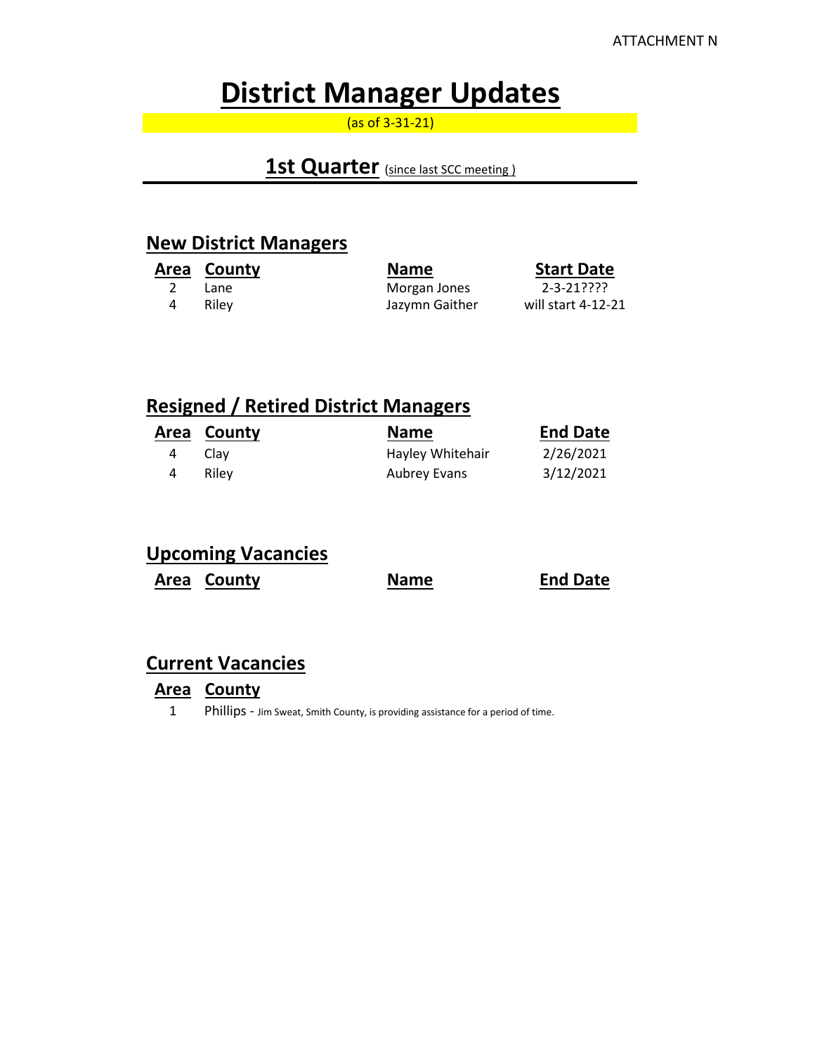ATTACHMENT N

# District Manager Updates

(as of 3-31-21)

## 1st Quarter (since last SCC meeting )

### New District Managers

| Area | County | Name | Start Date |
|---|---|---|---|
| 2 | Lane | Morgan Jones | 2-3-21???? |
| 4 | Riley | Jazymn Gaither | will start 4-12-21 |

### Resigned / Retired District Managers

| Area | County | Name | End Date |
|---|---|---|---|
| 4 | Clay | Hayley Whitehair | 2/26/2021 |
| 4 | Riley | Aubrey Evans | 3/12/2021 |

### Upcoming Vacancies

| Area | County | Name | End Date |
|---|---|---|---|

### Current Vacancies

| Area | County |
|---|---|
| 1 | Phillips - Jim Sweat, Smith County, is providing assistance for a period of time. |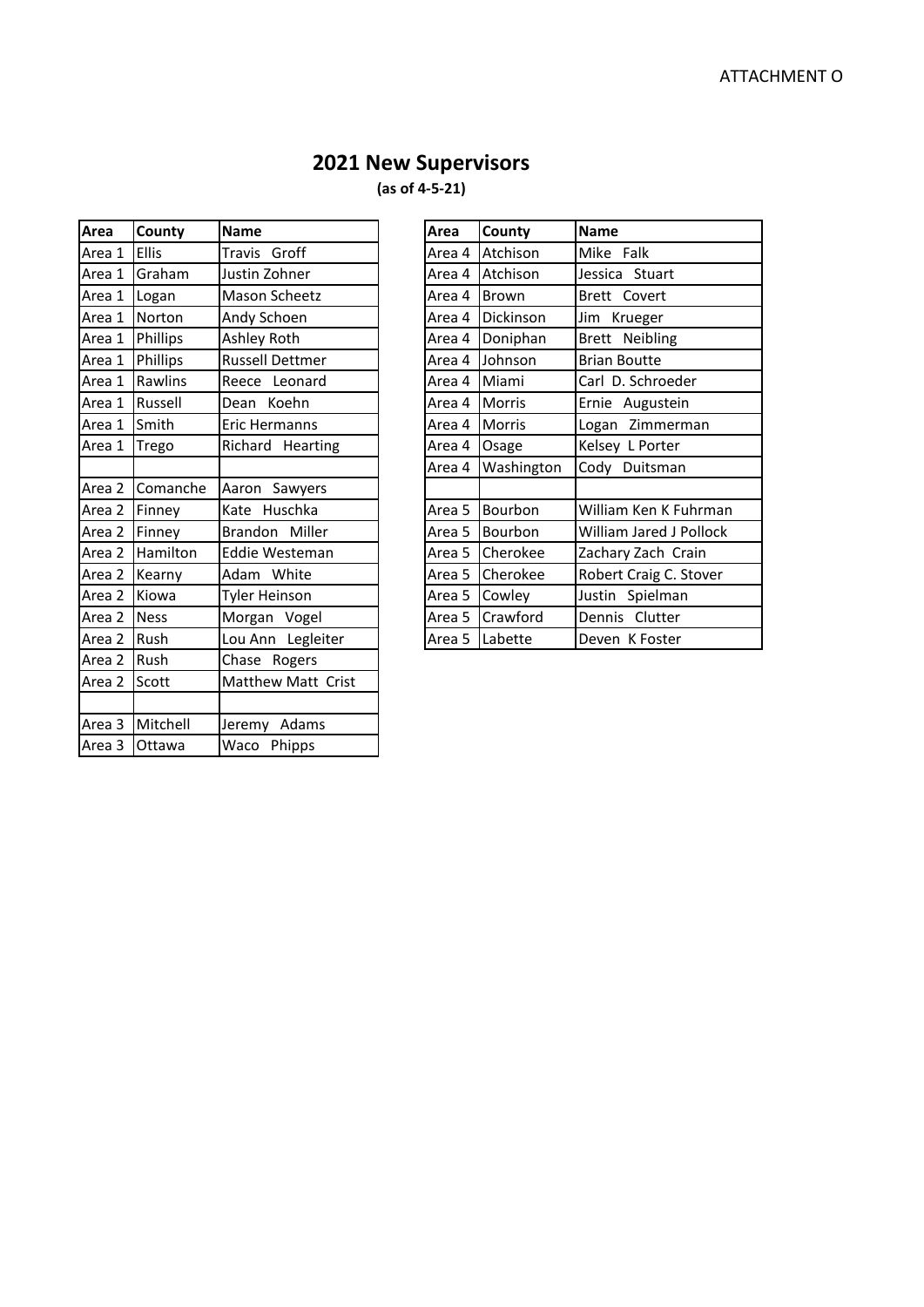ATTACHMENT O

# 2021 New Supervisors

**(as of 4-5-21)**

| Area | County | Name |
|---|---|---|
| Area 1 | Ellis | Travis Groff |
| Area 1 | Graham | Justin Zohner |
| Area 1 | Logan | Mason Scheetz |
| Area 1 | Norton | Andy Schoen |
| Area 1 | Phillips | Ashley Roth |
| Area 1 | Phillips | Russell Dettmer |
| Area 1 | Rawlins | Reece Leonard |
| Area 1 | Russell | Dean Koehn |
| Area 1 | Smith | Eric Hermanns |
| Area 1 | Trego | Richard Hearting |
| | | |
| Area 2 | Comanche | Aaron Sawyers |
| Area 2 | Finney | Kate Huschka |
| Area 2 | Finney | Brandon Miller |
| Area 2 | Hamilton | Eddie Westeman |
| Area 2 | Kearny | Adam White |
| Area 2 | Kiowa | Tyler Heinson |
| Area 2 | Ness | Morgan Vogel |
| Area 2 | Rush | Lou Ann Legleiter |
| Area 2 | Rush | Chase Rogers |
| Area 2 | Scott | Matthew Matt Crist |
| | | |
| Area 3 | Mitchell | Jeremy Adams |
| Area 3 | Ottawa | Waco Phipps |

| Area | County | Name |
|---|---|---|
| Area 4 | Atchison | Mike Falk |
| Area 4 | Atchison | Jessica Stuart |
| Area 4 | Brown | Brett Covert |
| Area 4 | Dickinson | Jim Krueger |
| Area 4 | Doniphan | Brett Neibling |
| Area 4 | Johnson | Brian Boutte |
| Area 4 | Miami | Carl D. Schroeder |
| Area 4 | Morris | Ernie Augustein |
| Area 4 | Morris | Logan Zimmerman |
| Area 4 | Osage | Kelsey L Porter |
| Area 4 | Washington | Cody Duitsman |
| | | |
| Area 5 | Bourbon | William Ken K Fuhrman |
| Area 5 | Bourbon | William Jared J Pollock |
| Area 5 | Cherokee | Zachary Zach Crain |
| Area 5 | Cherokee | Robert Craig C. Stover |
| Area 5 | Cowley | Justin Spielman |
| Area 5 | Crawford | Dennis Clutter |
| Area 5 | Labette | Deven K Foster |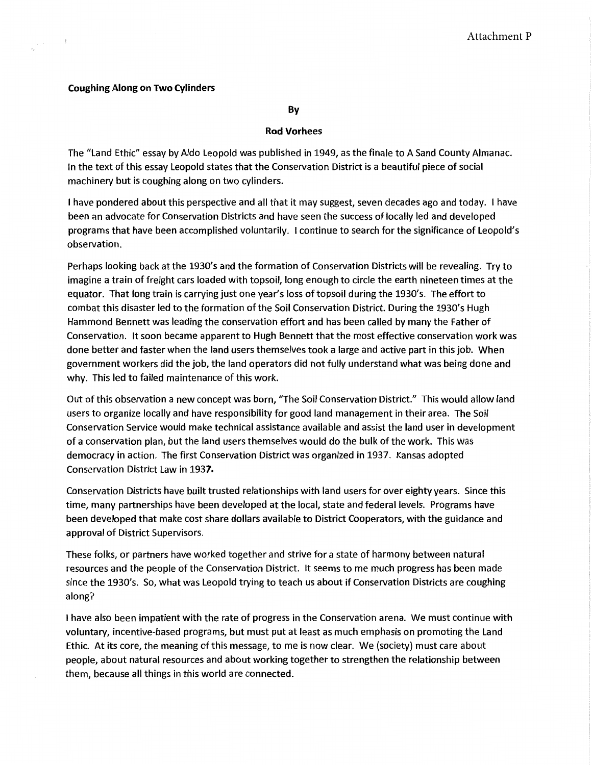Attachment P

**Coughing Along on Two Cylinders**

**By**

**Rod Vorhees**

The "Land Ethic" essay by Aldo Leopold was published in 1949, as the finale to A Sand County Almanac. In the text of this essay Leopold states that the Conservation District is a beautiful piece of social machinery but is coughing along on two cylinders.

I have pondered about this perspective and all that it may suggest, seven decades ago and today. I have been an advocate for Conservation Districts and have seen the success of locally led and developed programs that have been accomplished voluntarily. I continue to search for the significance of Leopold's observation.

Perhaps looking back at the 1930's and the formation of Conservation Districts will be revealing. Try to imagine a train of freight cars loaded with topsoil, long enough to circle the earth nineteen times at the equator. That long train is carrying just one year's loss of topsoil during the 1930's. The effort to combat this disaster led to the formation of the Soil Conservation District. During the 1930's Hugh Hammond Bennett was leading the conservation effort and has been called by many the Father of Conservation. It soon became apparent to Hugh Bennett that the most effective conservation work was done better and faster when the land users themselves took a large and active part in this job. When government workers did the job, the land operators did not fully understand what was being done and why. This led to failed maintenance of this work.

Out of this observation a new concept was born, "The Soil Conservation District." This would allow land users to organize locally and have responsibility for good land management in their area. The Soil Conservation Service would make technical assistance available and assist the land user in development of a conservation plan, but the land users themselves would do the bulk of the work. This was democracy in action. The first Conservation District was organized in 1937. Kansas adopted Conservation District Law in 1937.

Conservation Districts have built trusted relationships with land users for over eighty years. Since this time, many partnerships have been developed at the local, state and federal levels. Programs have been developed that make cost share dollars available to District Cooperators, with the guidance and approval of District Supervisors.

These folks, or partners have worked together and strive for a state of harmony between natural resources and the people of the Conservation District. It seems to me much progress has been made since the 1930's. So, what was Leopold trying to teach us about if Conservation Districts are coughing along?

I have also been impatient with the rate of progress in the Conservation arena. We must continue with voluntary, incentive-based programs, but must put at least as much emphasis on promoting the Land Ethic. At its core, the meaning of this message, to me is now clear. We (society) must care about people, about natural resources and about working together to strengthen the relationship between them, because all things in this world are connected.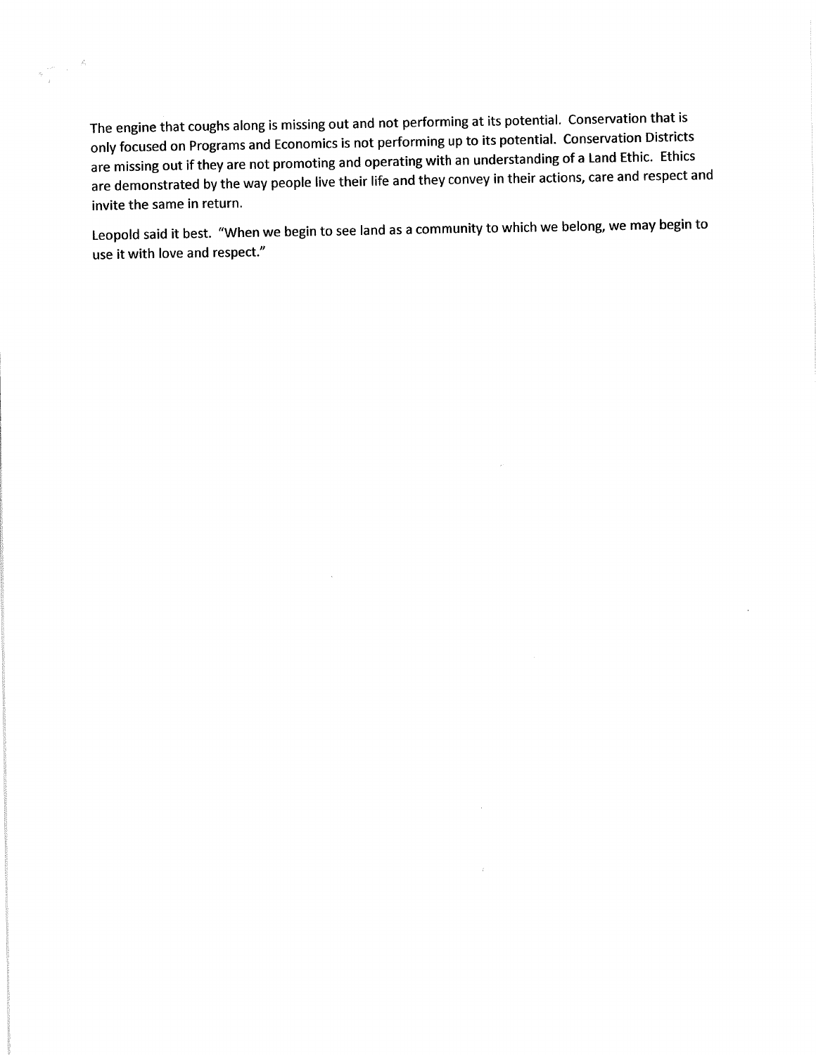The engine that coughs along is missing out and not performing at its potential. Conservation that is only focused on Programs and Economics is not performing up to its potential. Conservation Districts are missing out if they are not promoting and operating with an understanding of a Land Ethic. Ethics are demonstrated by the way people live their life and they convey in their actions, care and respect and invite the same in return.

Leopold said it best. "When we begin to see land as a community to which we belong, we may begin to use it with love and respect."